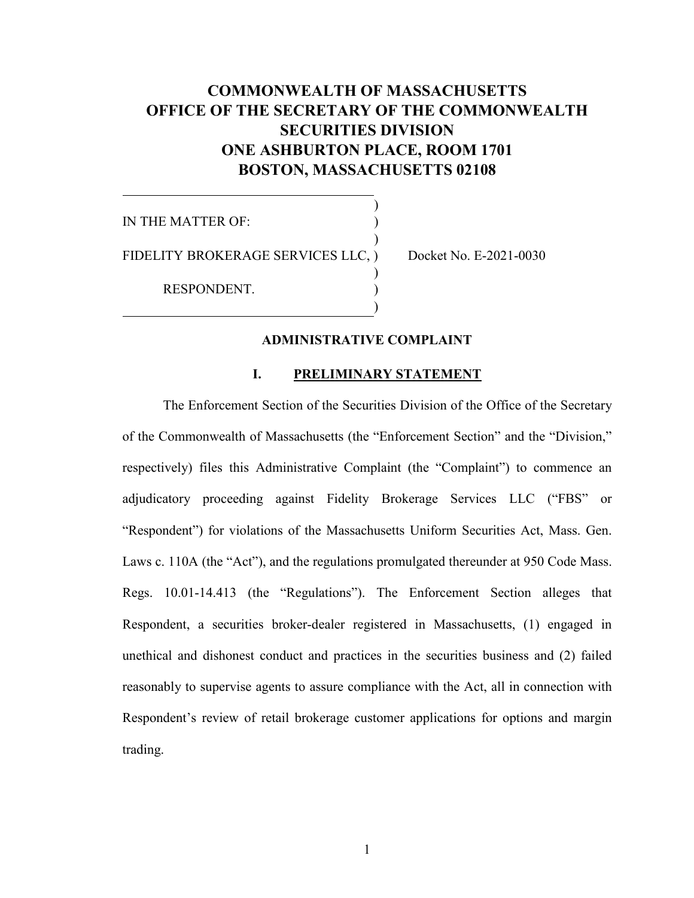# COMMONWEALTH OF MASSACHUSETTS
# OFFICE OF THE SECRETARY OF THE COMMONWEALTH
# SECURITIES DIVISION
# ONE ASHBURTON PLACE, ROOM 1701
# BOSTON, MASSACHUSETTS 02108

| | | |
|---|---|---|
| IN THE MATTER OF: | ) | |
| | ) | |
| FIDELITY BROKERAGE SERVICES LLC, | ) | Docket No. E-2021-0030 |
| | ) | |
| RESPONDENT. | ) | |

## ADMINISTRATIVE COMPLAINT

## I. PRELIMINARY STATEMENT

The Enforcement Section of the Securities Division of the Office of the Secretary of the Commonwealth of Massachusetts (the "Enforcement Section" and the "Division," respectively) files this Administrative Complaint (the "Complaint") to commence an adjudicatory proceeding against Fidelity Brokerage Services LLC ("FBS" or "Respondent") for violations of the Massachusetts Uniform Securities Act, Mass. Gen. Laws c. 110A (the "Act"), and the regulations promulgated thereunder at 950 Code Mass. Regs. 10.01-14.413 (the "Regulations"). The Enforcement Section alleges that Respondent, a securities broker-dealer registered in Massachusetts, (1) engaged in unethical and dishonest conduct and practices in the securities business and (2) failed reasonably to supervise agents to assure compliance with the Act, all in connection with Respondent's review of retail brokerage customer applications for options and margin trading.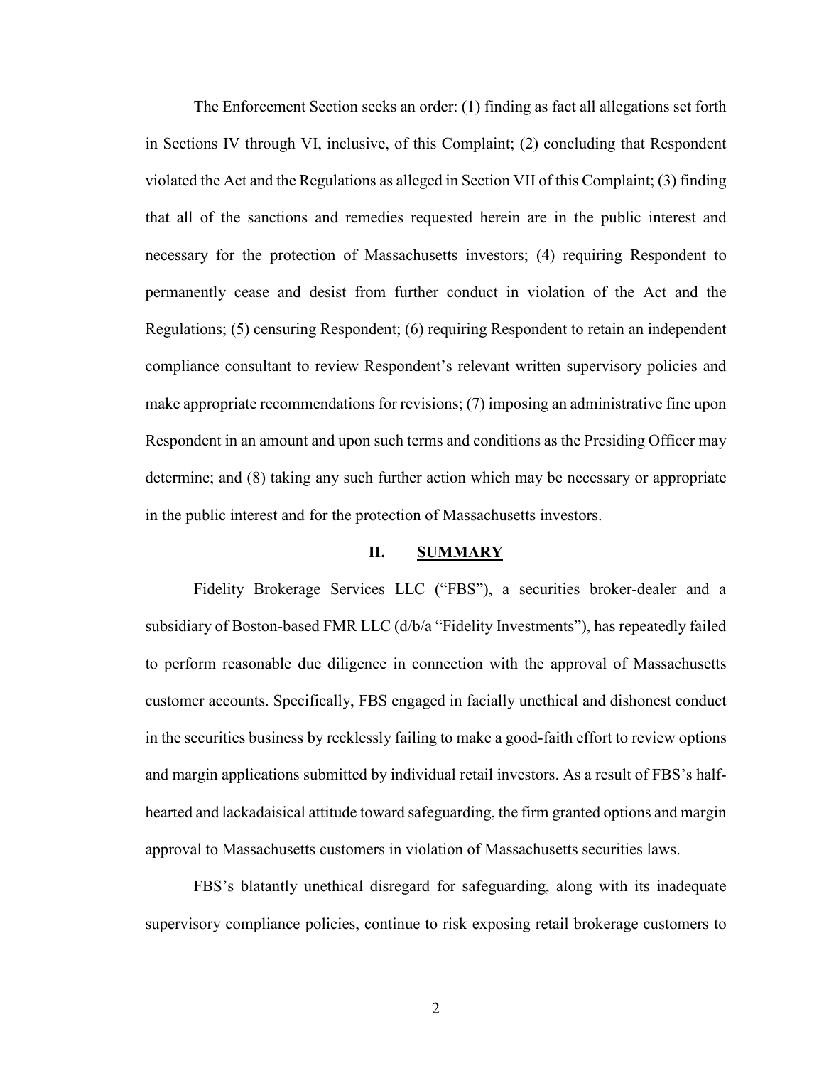The Enforcement Section seeks an order: (1) finding as fact all allegations set forth in Sections IV through VI, inclusive, of this Complaint; (2) concluding that Respondent violated the Act and the Regulations as alleged in Section VII of this Complaint; (3) finding that all of the sanctions and remedies requested herein are in the public interest and necessary for the protection of Massachusetts investors; (4) requiring Respondent to permanently cease and desist from further conduct in violation of the Act and the Regulations; (5) censuring Respondent; (6) requiring Respondent to retain an independent compliance consultant to review Respondent's relevant written supervisory policies and make appropriate recommendations for revisions; (7) imposing an administrative fine upon Respondent in an amount and upon such terms and conditions as the Presiding Officer may determine; and (8) taking any such further action which may be necessary or appropriate in the public interest and for the protection of Massachusetts investors.

## II. SUMMARY

Fidelity Brokerage Services LLC ("FBS"), a securities broker-dealer and a subsidiary of Boston-based FMR LLC (d/b/a "Fidelity Investments"), has repeatedly failed to perform reasonable due diligence in connection with the approval of Massachusetts customer accounts. Specifically, FBS engaged in facially unethical and dishonest conduct in the securities business by recklessly failing to make a good-faith effort to review options and margin applications submitted by individual retail investors. As a result of FBS's half-hearted and lackadaisical attitude toward safeguarding, the firm granted options and margin approval to Massachusetts customers in violation of Massachusetts securities laws.

FBS's blatantly unethical disregard for safeguarding, along with its inadequate supervisory compliance policies, continue to risk exposing retail brokerage customers to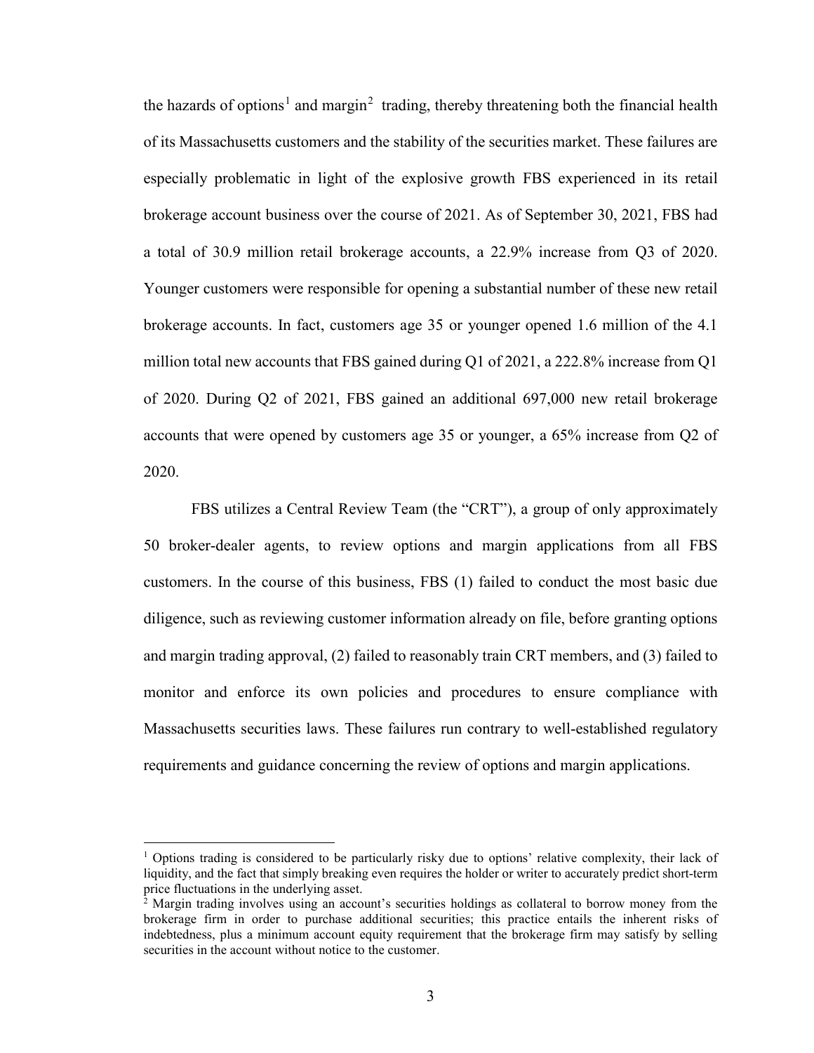the hazards of options[1] and margin[2] trading, thereby threatening both the financial health of its Massachusetts customers and the stability of the securities market. These failures are especially problematic in light of the explosive growth FBS experienced in its retail brokerage account business over the course of 2021. As of September 30, 2021, FBS had a total of 30.9 million retail brokerage accounts, a 22.9% increase from Q3 of 2020. Younger customers were responsible for opening a substantial number of these new retail brokerage accounts. In fact, customers age 35 or younger opened 1.6 million of the 4.1 million total new accounts that FBS gained during Q1 of 2021, a 222.8% increase from Q1 of 2020. During Q2 of 2021, FBS gained an additional 697,000 new retail brokerage accounts that were opened by customers age 35 or younger, a 65% increase from Q2 of 2020.

FBS utilizes a Central Review Team (the "CRT"), a group of only approximately 50 broker-dealer agents, to review options and margin applications from all FBS customers. In the course of this business, FBS (1) failed to conduct the most basic due diligence, such as reviewing customer information already on file, before granting options and margin trading approval, (2) failed to reasonably train CRT members, and (3) failed to monitor and enforce its own policies and procedures to ensure compliance with Massachusetts securities laws. These failures run contrary to well-established regulatory requirements and guidance concerning the review of options and margin applications.

---

[1] Options trading is considered to be particularly risky due to options' relative complexity, their lack of liquidity, and the fact that simply breaking even requires the holder or writer to accurately predict short-term price fluctuations in the underlying asset.

[2] Margin trading involves using an account's securities holdings as collateral to borrow money from the brokerage firm in order to purchase additional securities; this practice entails the inherent risks of indebtedness, plus a minimum account equity requirement that the brokerage firm may satisfy by selling securities in the account without notice to the customer.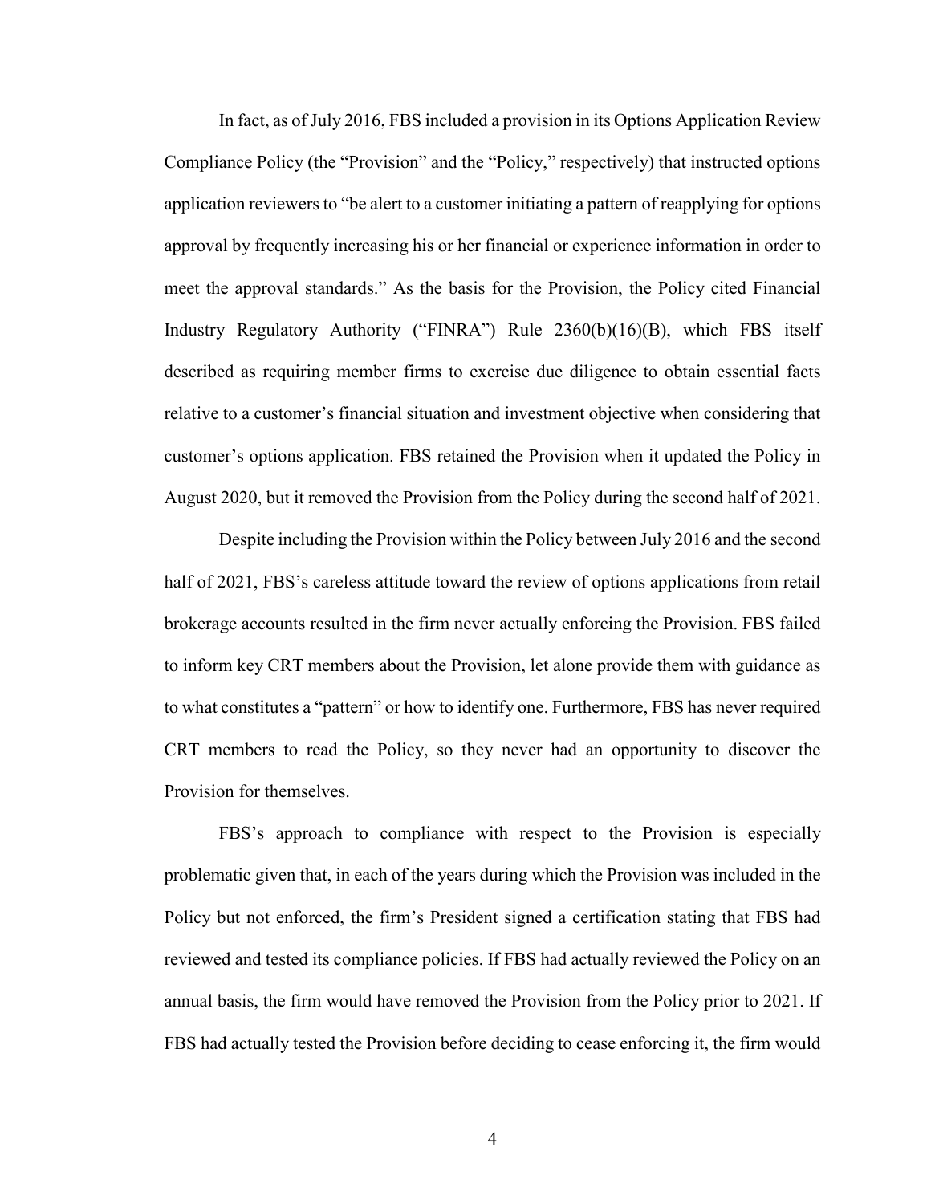In fact, as of July 2016, FBS included a provision in its Options Application Review Compliance Policy (the "Provision" and the "Policy," respectively) that instructed options application reviewers to "be alert to a customer initiating a pattern of reapplying for options approval by frequently increasing his or her financial or experience information in order to meet the approval standards." As the basis for the Provision, the Policy cited Financial Industry Regulatory Authority ("FINRA") Rule 2360(b)(16)(B), which FBS itself described as requiring member firms to exercise due diligence to obtain essential facts relative to a customer's financial situation and investment objective when considering that customer's options application. FBS retained the Provision when it updated the Policy in August 2020, but it removed the Provision from the Policy during the second half of 2021.

Despite including the Provision within the Policy between July 2016 and the second half of 2021, FBS's careless attitude toward the review of options applications from retail brokerage accounts resulted in the firm never actually enforcing the Provision. FBS failed to inform key CRT members about the Provision, let alone provide them with guidance as to what constitutes a "pattern" or how to identify one. Furthermore, FBS has never required CRT members to read the Policy, so they never had an opportunity to discover the Provision for themselves.

FBS's approach to compliance with respect to the Provision is especially problematic given that, in each of the years during which the Provision was included in the Policy but not enforced, the firm's President signed a certification stating that FBS had reviewed and tested its compliance policies. If FBS had actually reviewed the Policy on an annual basis, the firm would have removed the Provision from the Policy prior to 2021. If FBS had actually tested the Provision before deciding to cease enforcing it, the firm would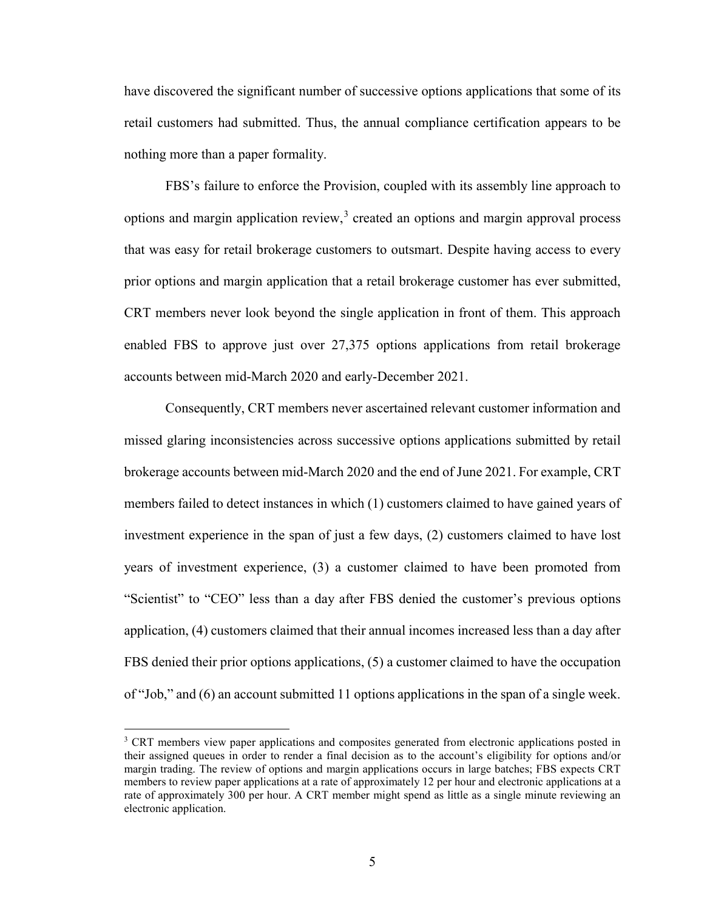have discovered the significant number of successive options applications that some of its retail customers had submitted. Thus, the annual compliance certification appears to be nothing more than a paper formality.

FBS's failure to enforce the Provision, coupled with its assembly line approach to options and margin application review,[3] created an options and margin approval process that was easy for retail brokerage customers to outsmart. Despite having access to every prior options and margin application that a retail brokerage customer has ever submitted, CRT members never look beyond the single application in front of them. This approach enabled FBS to approve just over 27,375 options applications from retail brokerage accounts between mid-March 2020 and early-December 2021.

Consequently, CRT members never ascertained relevant customer information and missed glaring inconsistencies across successive options applications submitted by retail brokerage accounts between mid-March 2020 and the end of June 2021. For example, CRT members failed to detect instances in which (1) customers claimed to have gained years of investment experience in the span of just a few days, (2) customers claimed to have lost years of investment experience, (3) a customer claimed to have been promoted from "Scientist" to "CEO" less than a day after FBS denied the customer's previous options application, (4) customers claimed that their annual incomes increased less than a day after FBS denied their prior options applications, (5) a customer claimed to have the occupation of "Job," and (6) an account submitted 11 options applications in the span of a single week.

---

[3] CRT members view paper applications and composites generated from electronic applications posted in their assigned queues in order to render a final decision as to the account's eligibility for options and/or margin trading. The review of options and margin applications occurs in large batches; FBS expects CRT members to review paper applications at a rate of approximately 12 per hour and electronic applications at a rate of approximately 300 per hour. A CRT member might spend as little as a single minute reviewing an electronic application.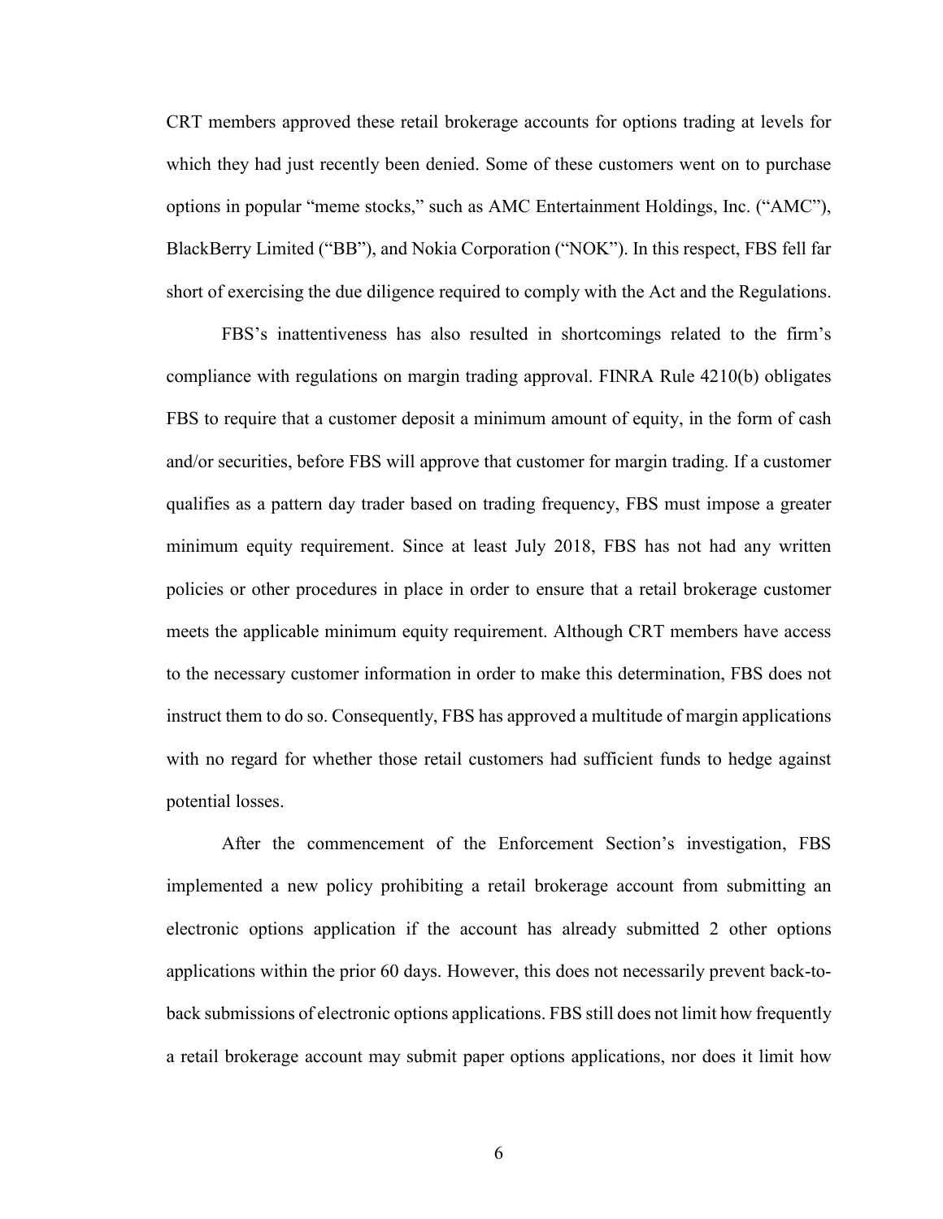CRT members approved these retail brokerage accounts for options trading at levels for which they had just recently been denied. Some of these customers went on to purchase options in popular "meme stocks," such as AMC Entertainment Holdings, Inc. ("AMC"), BlackBerry Limited ("BB"), and Nokia Corporation ("NOK"). In this respect, FBS fell far short of exercising the due diligence required to comply with the Act and the Regulations.

FBS's inattentiveness has also resulted in shortcomings related to the firm's compliance with regulations on margin trading approval. FINRA Rule 4210(b) obligates FBS to require that a customer deposit a minimum amount of equity, in the form of cash and/or securities, before FBS will approve that customer for margin trading. If a customer qualifies as a pattern day trader based on trading frequency, FBS must impose a greater minimum equity requirement. Since at least July 2018, FBS has not had any written policies or other procedures in place in order to ensure that a retail brokerage customer meets the applicable minimum equity requirement. Although CRT members have access to the necessary customer information in order to make this determination, FBS does not instruct them to do so. Consequently, FBS has approved a multitude of margin applications with no regard for whether those retail customers had sufficient funds to hedge against potential losses.

After the commencement of the Enforcement Section's investigation, FBS implemented a new policy prohibiting a retail brokerage account from submitting an electronic options application if the account has already submitted 2 other options applications within the prior 60 days. However, this does not necessarily prevent back-to-back submissions of electronic options applications. FBS still does not limit how frequently a retail brokerage account may submit paper options applications, nor does it limit how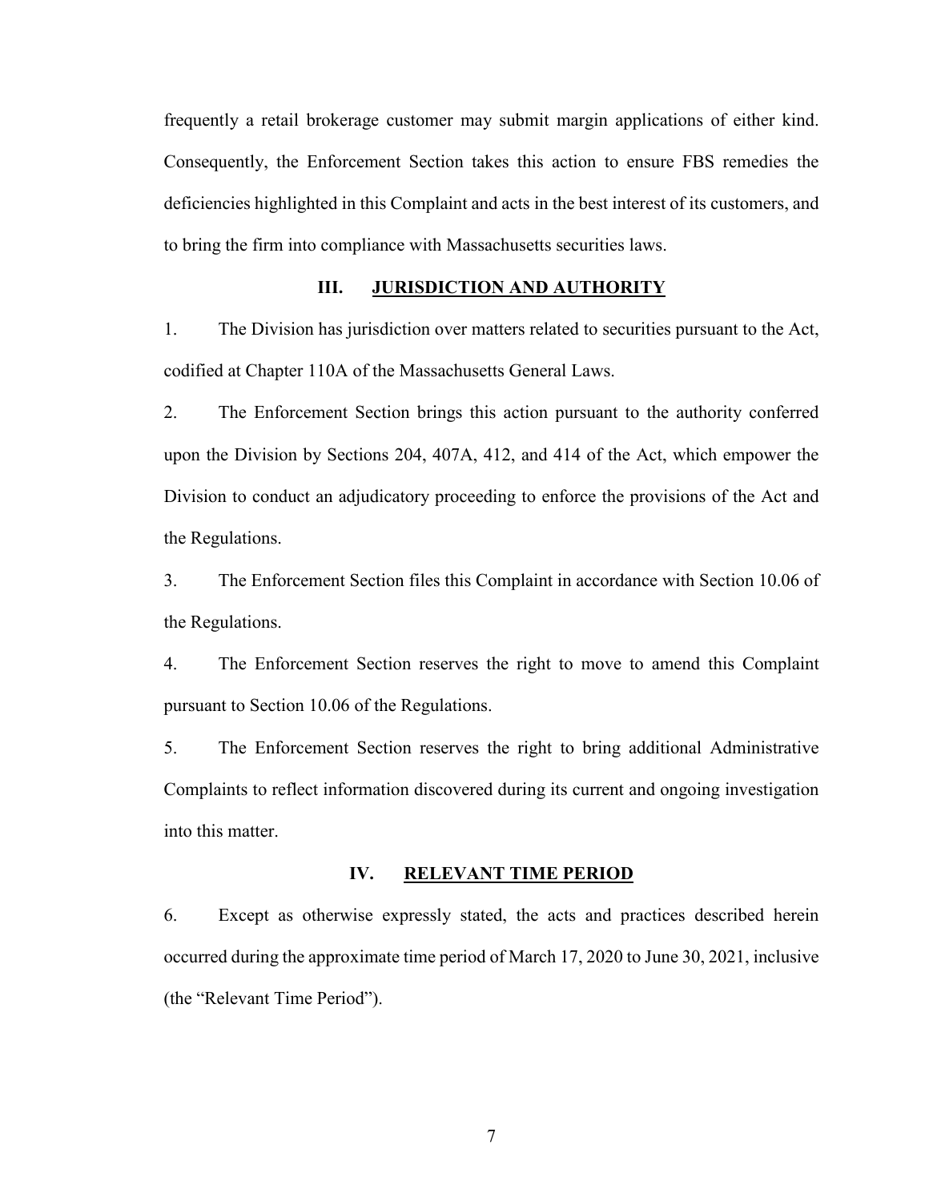frequently a retail brokerage customer may submit margin applications of either kind. Consequently, the Enforcement Section takes this action to ensure FBS remedies the deficiencies highlighted in this Complaint and acts in the best interest of its customers, and to bring the firm into compliance with Massachusetts securities laws.

## III. JURISDICTION AND AUTHORITY

1. The Division has jurisdiction over matters related to securities pursuant to the Act, codified at Chapter 110A of the Massachusetts General Laws.

2. The Enforcement Section brings this action pursuant to the authority conferred upon the Division by Sections 204, 407A, 412, and 414 of the Act, which empower the Division to conduct an adjudicatory proceeding to enforce the provisions of the Act and the Regulations.

3. The Enforcement Section files this Complaint in accordance with Section 10.06 of the Regulations.

4. The Enforcement Section reserves the right to move to amend this Complaint pursuant to Section 10.06 of the Regulations.

5. The Enforcement Section reserves the right to bring additional Administrative Complaints to reflect information discovered during its current and ongoing investigation into this matter.

## IV. RELEVANT TIME PERIOD

6. Except as otherwise expressly stated, the acts and practices described herein occurred during the approximate time period of March 17, 2020 to June 30, 2021, inclusive (the "Relevant Time Period").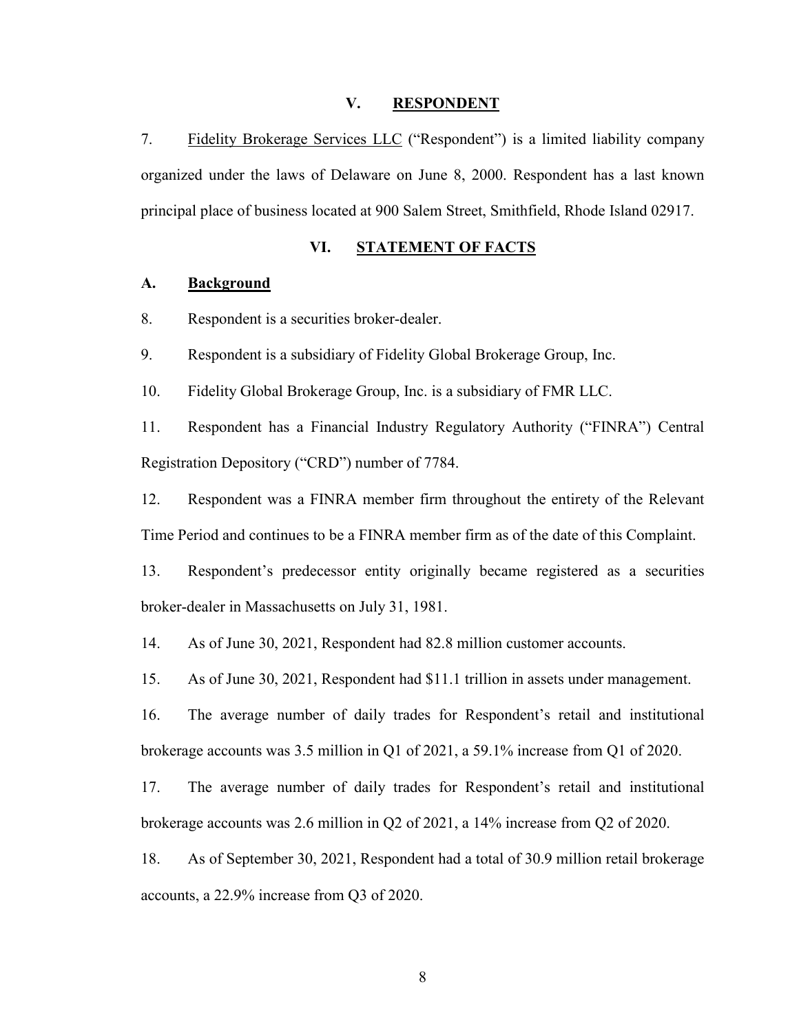## V. RESPONDENT

7. Fidelity Brokerage Services LLC ("Respondent") is a limited liability company organized under the laws of Delaware on June 8, 2000. Respondent has a last known principal place of business located at 900 Salem Street, Smithfield, Rhode Island 02917.

## VI. STATEMENT OF FACTS

### A. Background

8. Respondent is a securities broker-dealer.

9. Respondent is a subsidiary of Fidelity Global Brokerage Group, Inc.

10. Fidelity Global Brokerage Group, Inc. is a subsidiary of FMR LLC.

11. Respondent has a Financial Industry Regulatory Authority ("FINRA") Central Registration Depository ("CRD") number of 7784.

12. Respondent was a FINRA member firm throughout the entirety of the Relevant Time Period and continues to be a FINRA member firm as of the date of this Complaint.

13. Respondent's predecessor entity originally became registered as a securities broker-dealer in Massachusetts on July 31, 1981.

14. As of June 30, 2021, Respondent had 82.8 million customer accounts.

15. As of June 30, 2021, Respondent had $11.1 trillion in assets under management.

16. The average number of daily trades for Respondent's retail and institutional brokerage accounts was 3.5 million in Q1 of 2021, a 59.1% increase from Q1 of 2020.

17. The average number of daily trades for Respondent's retail and institutional brokerage accounts was 2.6 million in Q2 of 2021, a 14% increase from Q2 of 2020.

18. As of September 30, 2021, Respondent had a total of 30.9 million retail brokerage accounts, a 22.9% increase from Q3 of 2020.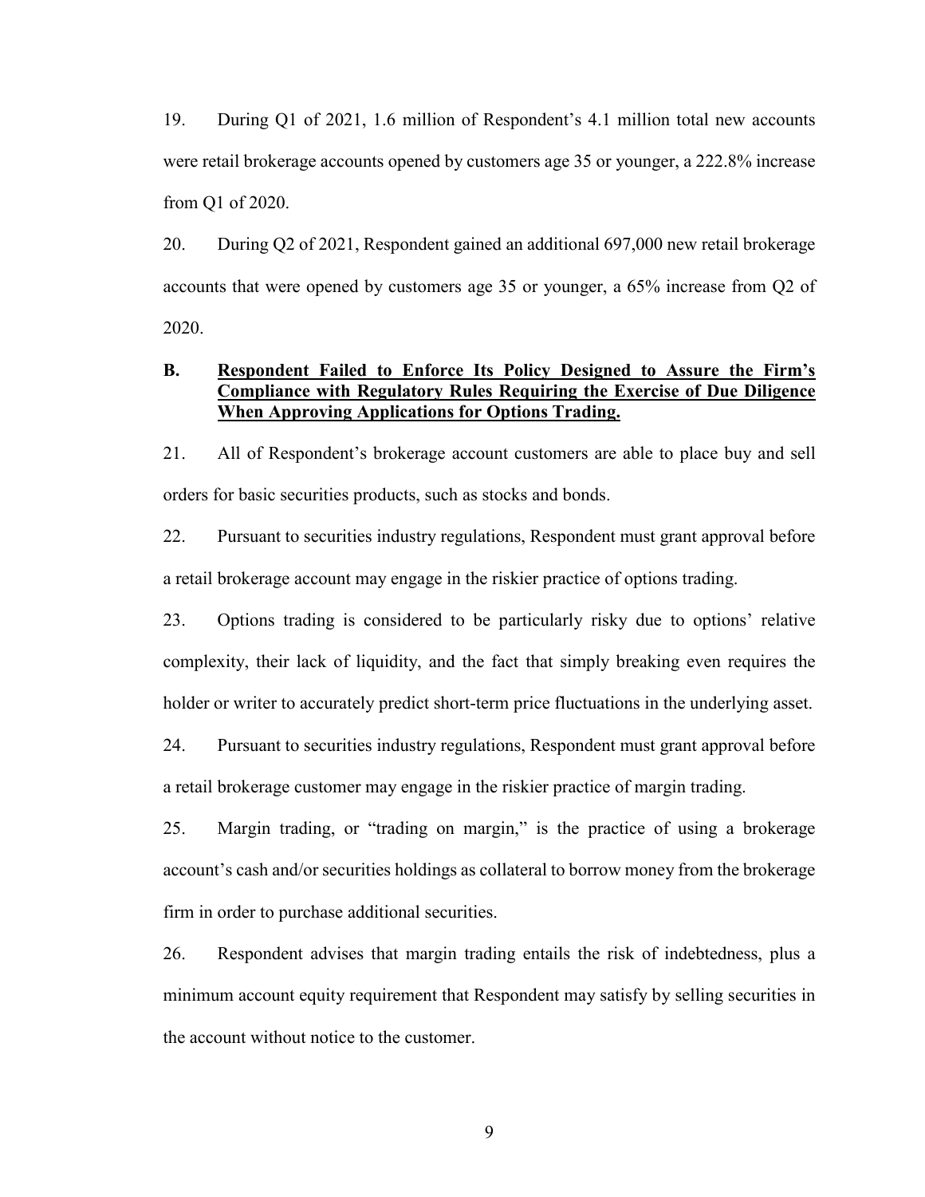19. During Q1 of 2021, 1.6 million of Respondent's 4.1 million total new accounts were retail brokerage accounts opened by customers age 35 or younger, a 222.8% increase from Q1 of 2020.

20. During Q2 of 2021, Respondent gained an additional 697,000 new retail brokerage accounts that were opened by customers age 35 or younger, a 65% increase from Q2 of 2020.

### B. Respondent Failed to Enforce Its Policy Designed to Assure the Firm's Compliance with Regulatory Rules Requiring the Exercise of Due Diligence When Approving Applications for Options Trading.

21. All of Respondent's brokerage account customers are able to place buy and sell orders for basic securities products, such as stocks and bonds.

22. Pursuant to securities industry regulations, Respondent must grant approval before a retail brokerage account may engage in the riskier practice of options trading.

23. Options trading is considered to be particularly risky due to options' relative complexity, their lack of liquidity, and the fact that simply breaking even requires the holder or writer to accurately predict short-term price fluctuations in the underlying asset.

24. Pursuant to securities industry regulations, Respondent must grant approval before a retail brokerage customer may engage in the riskier practice of margin trading.

25. Margin trading, or "trading on margin," is the practice of using a brokerage account's cash and/or securities holdings as collateral to borrow money from the brokerage firm in order to purchase additional securities.

26. Respondent advises that margin trading entails the risk of indebtedness, plus a minimum account equity requirement that Respondent may satisfy by selling securities in the account without notice to the customer.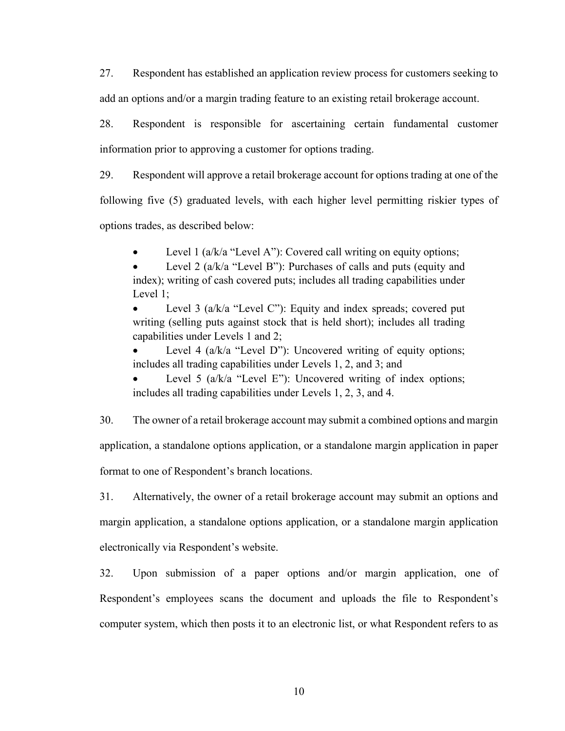27. Respondent has established an application review process for customers seeking to add an options and/or a margin trading feature to an existing retail brokerage account.

28. Respondent is responsible for ascertaining certain fundamental customer information prior to approving a customer for options trading.

29. Respondent will approve a retail brokerage account for options trading at one of the following five (5) graduated levels, with each higher level permitting riskier types of options trades, as described below:

- Level 1 (a/k/a "Level A"): Covered call writing on equity options;
- Level 2 (a/k/a "Level B"): Purchases of calls and puts (equity and index); writing of cash covered puts; includes all trading capabilities under Level 1;
- Level 3 (a/k/a "Level C"): Equity and index spreads; covered put writing (selling puts against stock that is held short); includes all trading capabilities under Levels 1 and 2;
- Level 4 (a/k/a "Level D"): Uncovered writing of equity options; includes all trading capabilities under Levels 1, 2, and 3; and
- Level 5 (a/k/a "Level E"): Uncovered writing of index options; includes all trading capabilities under Levels 1, 2, 3, and 4.

30. The owner of a retail brokerage account may submit a combined options and margin application, a standalone options application, or a standalone margin application in paper format to one of Respondent's branch locations.

31. Alternatively, the owner of a retail brokerage account may submit an options and margin application, a standalone options application, or a standalone margin application electronically via Respondent's website.

32. Upon submission of a paper options and/or margin application, one of Respondent's employees scans the document and uploads the file to Respondent's computer system, which then posts it to an electronic list, or what Respondent refers to as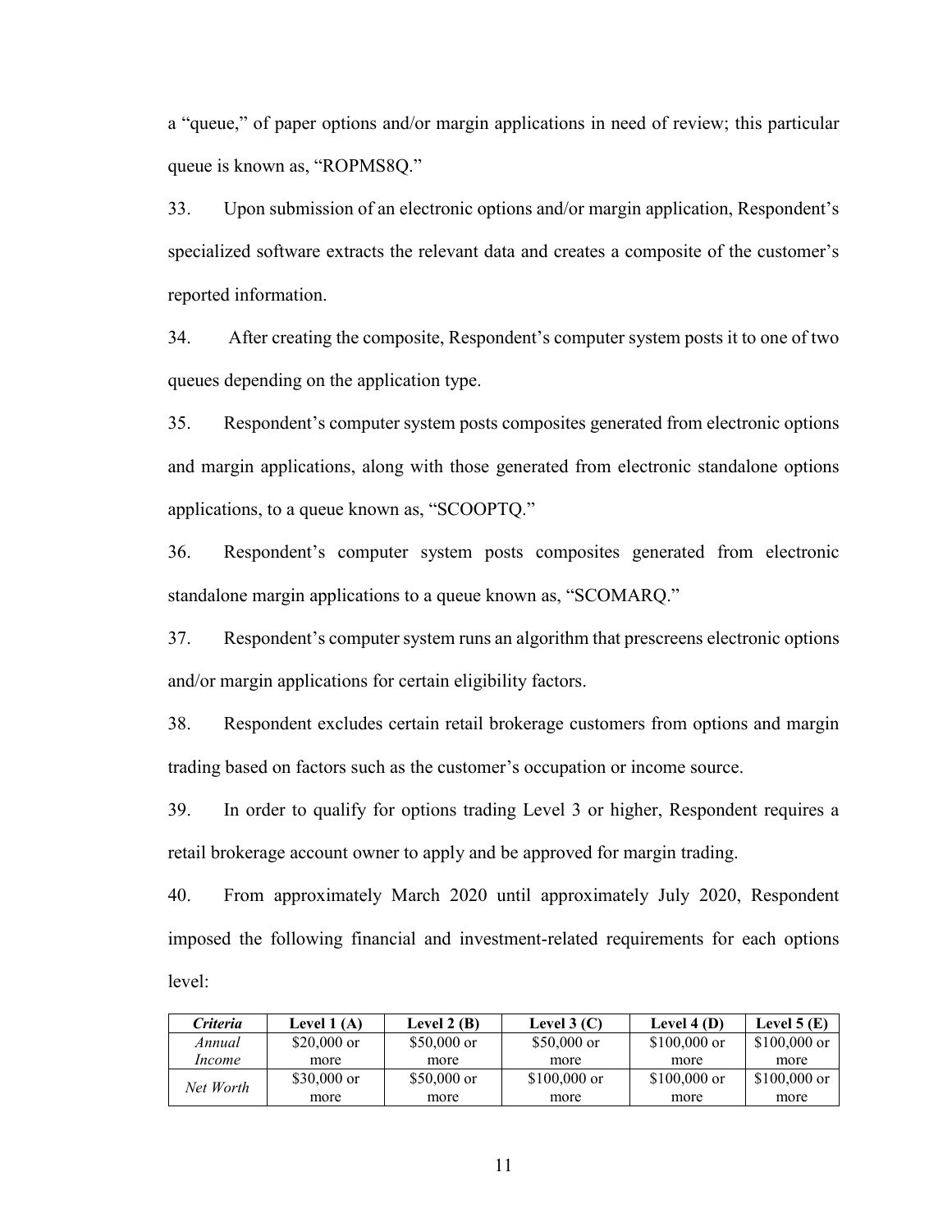a "queue," of paper options and/or margin applications in need of review; this particular queue is known as, "ROPMS8Q."

33. Upon submission of an electronic options and/or margin application, Respondent's specialized software extracts the relevant data and creates a composite of the customer's reported information.

34. After creating the composite, Respondent's computer system posts it to one of two queues depending on the application type.

35. Respondent's computer system posts composites generated from electronic options and margin applications, along with those generated from electronic standalone options applications, to a queue known as, "SCOOPTQ."

36. Respondent's computer system posts composites generated from electronic standalone margin applications to a queue known as, "SCOMARQ."

37. Respondent's computer system runs an algorithm that prescreens electronic options and/or margin applications for certain eligibility factors.

38. Respondent excludes certain retail brokerage customers from options and margin trading based on factors such as the customer's occupation or income source.

39. In order to qualify for options trading Level 3 or higher, Respondent requires a retail brokerage account owner to apply and be approved for margin trading.

40. From approximately March 2020 until approximately July 2020, Respondent imposed the following financial and investment-related requirements for each options level:

| ***Criteria*** | **Level 1 (A)** | **Level 2 (B)** | **Level 3 (C)** | **Level 4 (D)** | **Level 5 (E)** |
|---|---|---|---|---|---|
| *Annual Income* | $20,000 or more | $50,000 or more | $50,000 or more | $100,000 or more | $100,000 or more |
| *Net Worth* | $30,000 or more | $50,000 or more | $100,000 or more | $100,000 or more | $100,000 or more |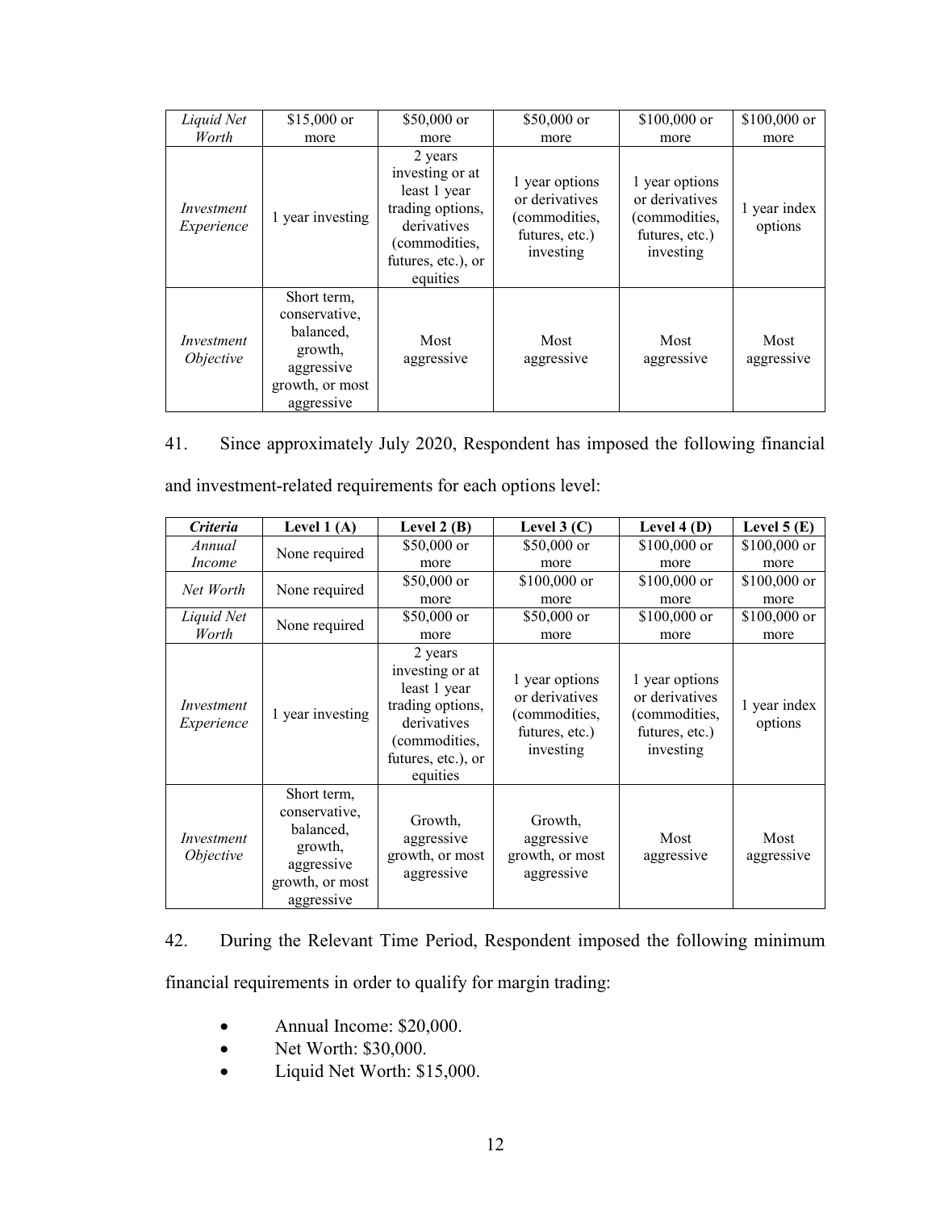| *Liquid Net Worth* | \$15,000 or more | \$50,000 or more | \$50,000 or more | \$100,000 or more | \$100,000 or more |
|---|---|---|---|---|---|
| *Investment Experience* | 1 year investing | 2 years investing or at least 1 year trading options, derivatives (commodities, futures, etc.), or equities | 1 year options or derivatives (commodities, futures, etc.) investing | 1 year options or derivatives (commodities, futures, etc.) investing | 1 year index options |
| *Investment Objective* | Short term, conservative, balanced, growth, aggressive growth, or most aggressive | Most aggressive | Most aggressive | Most aggressive | Most aggressive |

41. Since approximately July 2020, Respondent has imposed the following financial and investment-related requirements for each options level:

| ***Criteria*** | **Level 1 (A)** | **Level 2 (B)** | **Level 3 (C)** | **Level 4 (D)** | **Level 5 (E)** |
|---|---|---|---|---|---|
| *Annual Income* | None required | \$50,000 or more | \$50,000 or more | \$100,000 or more | \$100,000 or more |
| *Net Worth* | None required | \$50,000 or more | \$100,000 or more | \$100,000 or more | \$100,000 or more |
| *Liquid Net Worth* | None required | \$50,000 or more | \$50,000 or more | \$100,000 or more | \$100,000 or more |
| *Investment Experience* | 1 year investing | 2 years investing or at least 1 year trading options, derivatives (commodities, futures, etc.), or equities | 1 year options or derivatives (commodities, futures, etc.) investing | 1 year options or derivatives (commodities, futures, etc.) investing | 1 year index options |
| *Investment Objective* | Short term, conservative, balanced, growth, aggressive growth, or most aggressive | Growth, aggressive growth, or most aggressive | Growth, aggressive growth, or most aggressive | Most aggressive | Most aggressive |

42. During the Relevant Time Period, Respondent imposed the following minimum financial requirements in order to qualify for margin trading:

- Annual Income: \$20,000.
- Net Worth: \$30,000.
- Liquid Net Worth: \$15,000.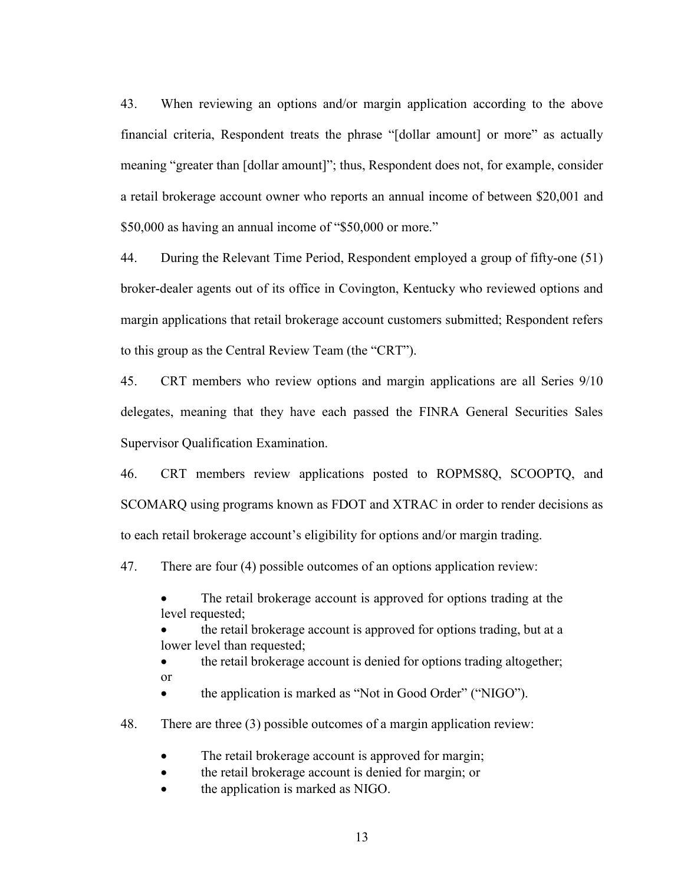43. When reviewing an options and/or margin application according to the above financial criteria, Respondent treats the phrase "[dollar amount] or more" as actually meaning "greater than [dollar amount]"; thus, Respondent does not, for example, consider a retail brokerage account owner who reports an annual income of between $20,001 and $50,000 as having an annual income of "$50,000 or more."

44. During the Relevant Time Period, Respondent employed a group of fifty-one (51) broker-dealer agents out of its office in Covington, Kentucky who reviewed options and margin applications that retail brokerage account customers submitted; Respondent refers to this group as the Central Review Team (the "CRT").

45. CRT members who review options and margin applications are all Series 9/10 delegates, meaning that they have each passed the FINRA General Securities Sales Supervisor Qualification Examination.

46. CRT members review applications posted to ROPMS8Q, SCOOPTQ, and SCOMARQ using programs known as FDOT and XTRAC in order to render decisions as to each retail brokerage account's eligibility for options and/or margin trading.

47. There are four (4) possible outcomes of an options application review:

- The retail brokerage account is approved for options trading at the level requested;
- the retail brokerage account is approved for options trading, but at a lower level than requested;
- the retail brokerage account is denied for options trading altogether; or
- the application is marked as "Not in Good Order" ("NIGO").

48. There are three (3) possible outcomes of a margin application review:

- The retail brokerage account is approved for margin;
- the retail brokerage account is denied for margin; or
- the application is marked as NIGO.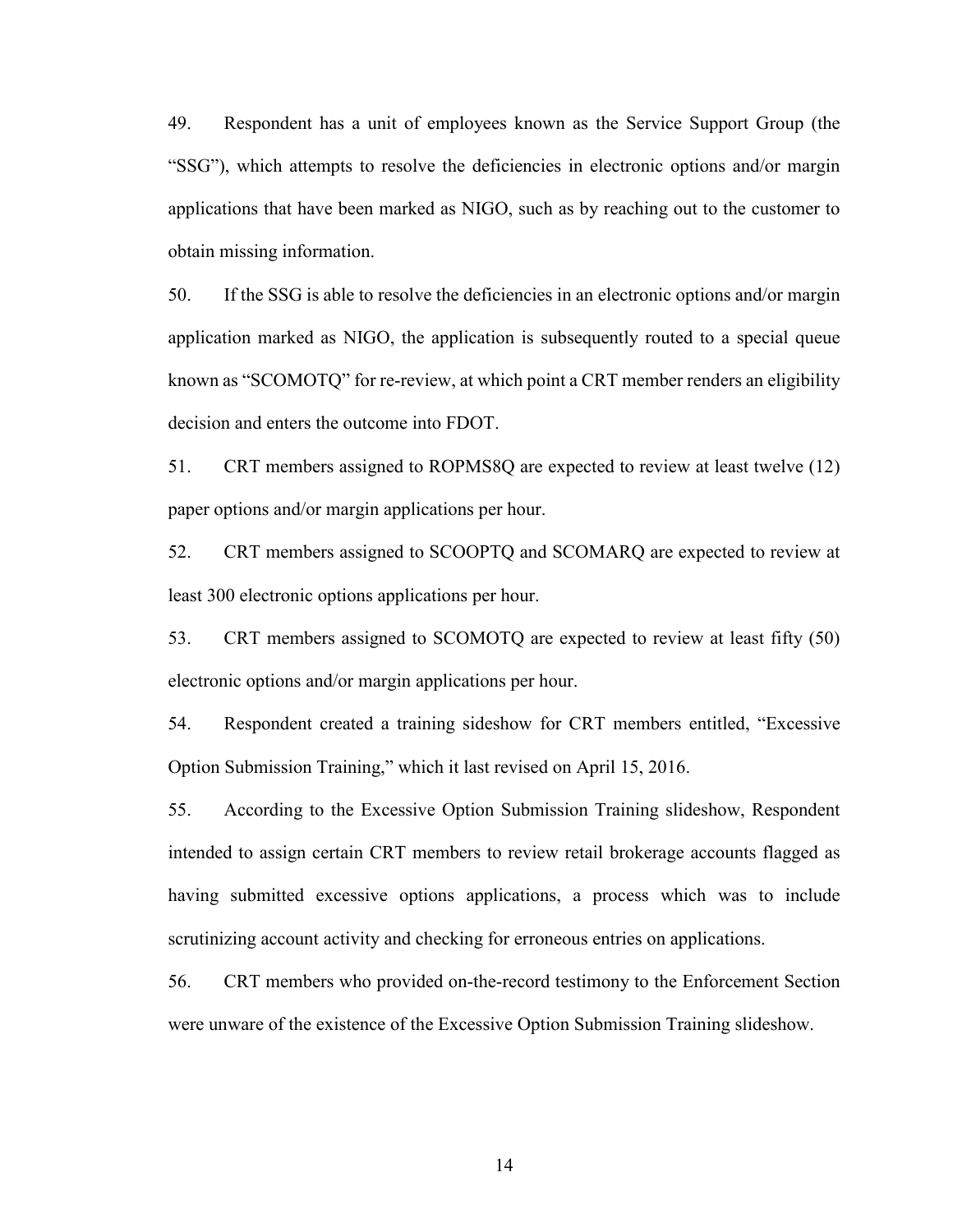49. Respondent has a unit of employees known as the Service Support Group (the "SSG"), which attempts to resolve the deficiencies in electronic options and/or margin applications that have been marked as NIGO, such as by reaching out to the customer to obtain missing information.

50. If the SSG is able to resolve the deficiencies in an electronic options and/or margin application marked as NIGO, the application is subsequently routed to a special queue known as "SCOMOTQ" for re-review, at which point a CRT member renders an eligibility decision and enters the outcome into FDOT.

51. CRT members assigned to ROPMS8Q are expected to review at least twelve (12) paper options and/or margin applications per hour.

52. CRT members assigned to SCOOPTQ and SCOMARQ are expected to review at least 300 electronic options applications per hour.

53. CRT members assigned to SCOMOTQ are expected to review at least fifty (50) electronic options and/or margin applications per hour.

54. Respondent created a training sideshow for CRT members entitled, "Excessive Option Submission Training," which it last revised on April 15, 2016.

55. According to the Excessive Option Submission Training slideshow, Respondent intended to assign certain CRT members to review retail brokerage accounts flagged as having submitted excessive options applications, a process which was to include scrutinizing account activity and checking for erroneous entries on applications.

56. CRT members who provided on-the-record testimony to the Enforcement Section were unware of the existence of the Excessive Option Submission Training slideshow.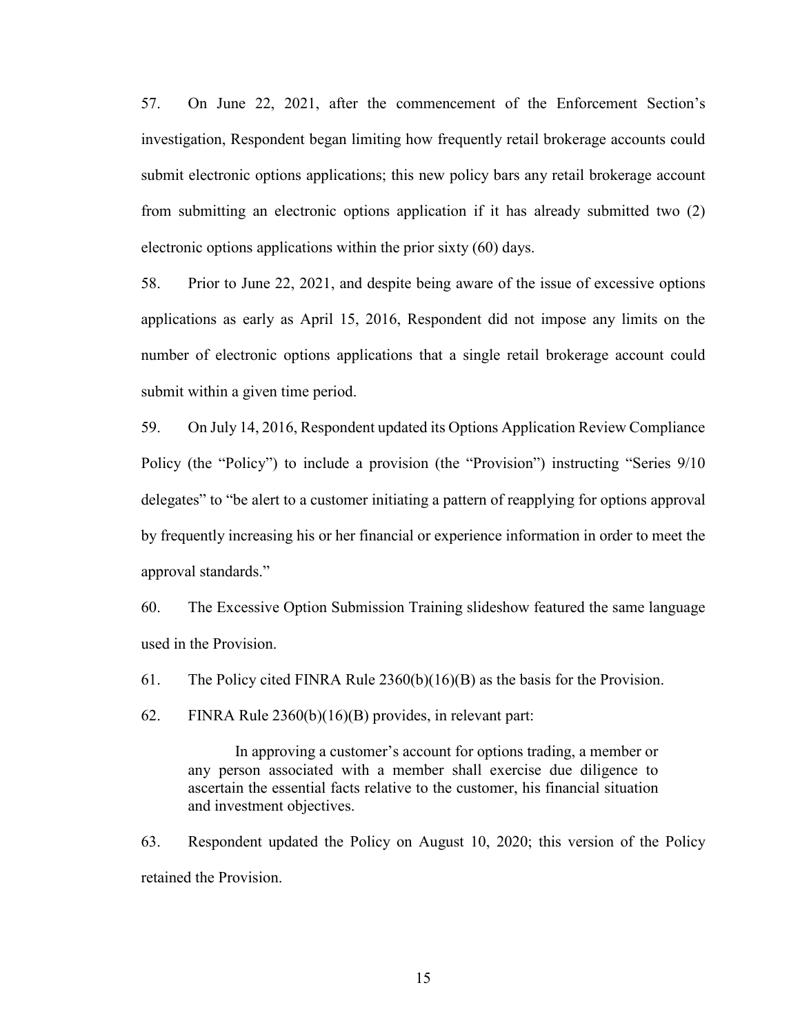57. On June 22, 2021, after the commencement of the Enforcement Section's investigation, Respondent began limiting how frequently retail brokerage accounts could submit electronic options applications; this new policy bars any retail brokerage account from submitting an electronic options application if it has already submitted two (2) electronic options applications within the prior sixty (60) days.

58. Prior to June 22, 2021, and despite being aware of the issue of excessive options applications as early as April 15, 2016, Respondent did not impose any limits on the number of electronic options applications that a single retail brokerage account could submit within a given time period.

59. On July 14, 2016, Respondent updated its Options Application Review Compliance Policy (the "Policy") to include a provision (the "Provision") instructing "Series 9/10 delegates" to "be alert to a customer initiating a pattern of reapplying for options approval by frequently increasing his or her financial or experience information in order to meet the approval standards."

60. The Excessive Option Submission Training slideshow featured the same language used in the Provision.

61. The Policy cited FINRA Rule 2360(b)(16)(B) as the basis for the Provision.

62. FINRA Rule 2360(b)(16)(B) provides, in relevant part:

> In approving a customer's account for options trading, a member or any person associated with a member shall exercise due diligence to ascertain the essential facts relative to the customer, his financial situation and investment objectives.

63. Respondent updated the Policy on August 10, 2020; this version of the Policy retained the Provision.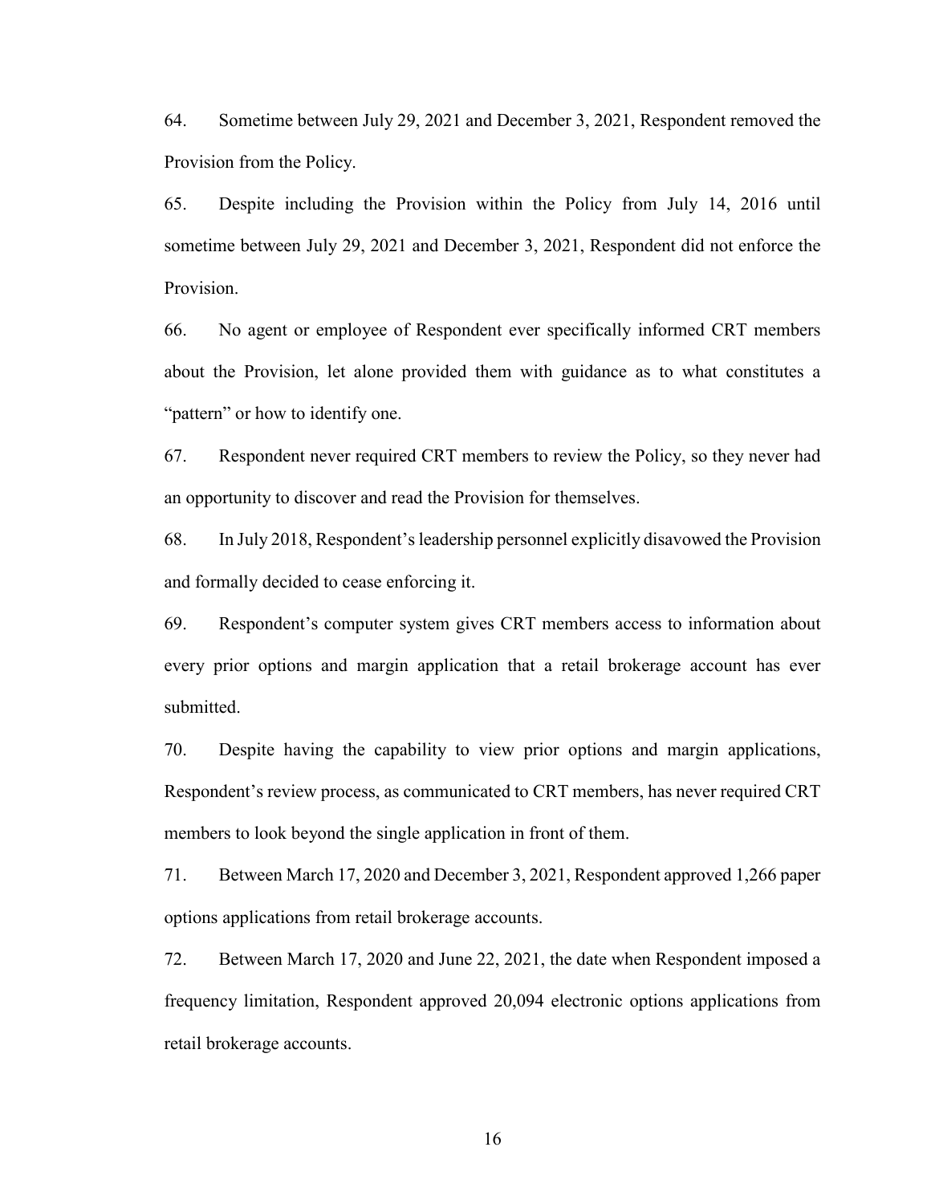64. Sometime between July 29, 2021 and December 3, 2021, Respondent removed the Provision from the Policy.

65. Despite including the Provision within the Policy from July 14, 2016 until sometime between July 29, 2021 and December 3, 2021, Respondent did not enforce the Provision.

66. No agent or employee of Respondent ever specifically informed CRT members about the Provision, let alone provided them with guidance as to what constitutes a "pattern" or how to identify one.

67. Respondent never required CRT members to review the Policy, so they never had an opportunity to discover and read the Provision for themselves.

68. In July 2018, Respondent's leadership personnel explicitly disavowed the Provision and formally decided to cease enforcing it.

69. Respondent's computer system gives CRT members access to information about every prior options and margin application that a retail brokerage account has ever submitted.

70. Despite having the capability to view prior options and margin applications, Respondent's review process, as communicated to CRT members, has never required CRT members to look beyond the single application in front of them.

71. Between March 17, 2020 and December 3, 2021, Respondent approved 1,266 paper options applications from retail brokerage accounts.

72. Between March 17, 2020 and June 22, 2021, the date when Respondent imposed a frequency limitation, Respondent approved 20,094 electronic options applications from retail brokerage accounts.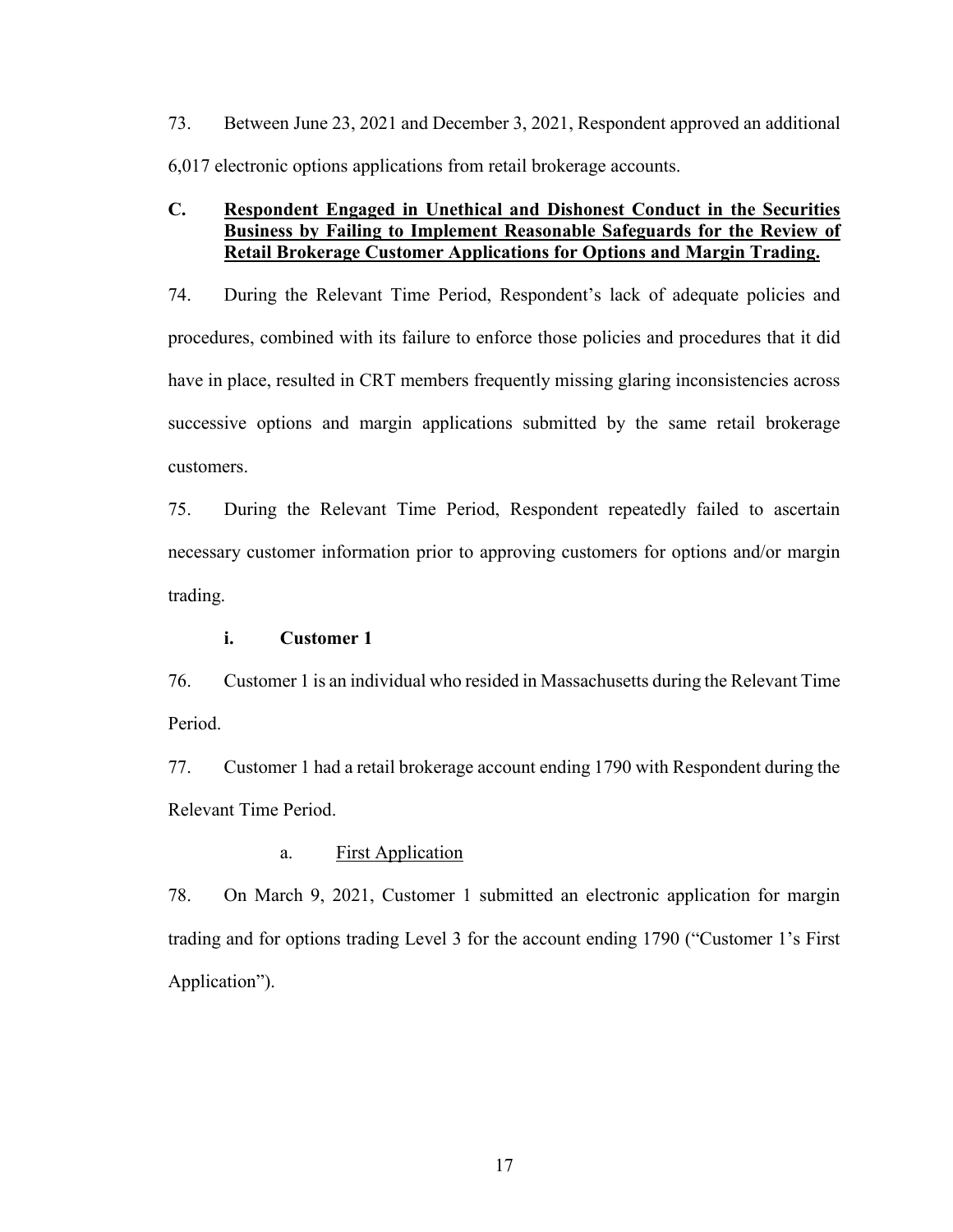73. Between June 23, 2021 and December 3, 2021, Respondent approved an additional 6,017 electronic options applications from retail brokerage accounts.

### C. Respondent Engaged in Unethical and Dishonest Conduct in the Securities Business by Failing to Implement Reasonable Safeguards for the Review of Retail Brokerage Customer Applications for Options and Margin Trading.

74. During the Relevant Time Period, Respondent's lack of adequate policies and procedures, combined with its failure to enforce those policies and procedures that it did have in place, resulted in CRT members frequently missing glaring inconsistencies across successive options and margin applications submitted by the same retail brokerage customers.

75. During the Relevant Time Period, Respondent repeatedly failed to ascertain necessary customer information prior to approving customers for options and/or margin trading.

#### i. Customer 1

76. Customer 1 is an individual who resided in Massachusetts during the Relevant Time Period.

77. Customer 1 had a retail brokerage account ending 1790 with Respondent during the Relevant Time Period.

a. First Application

78. On March 9, 2021, Customer 1 submitted an electronic application for margin trading and for options trading Level 3 for the account ending 1790 ("Customer 1's First Application").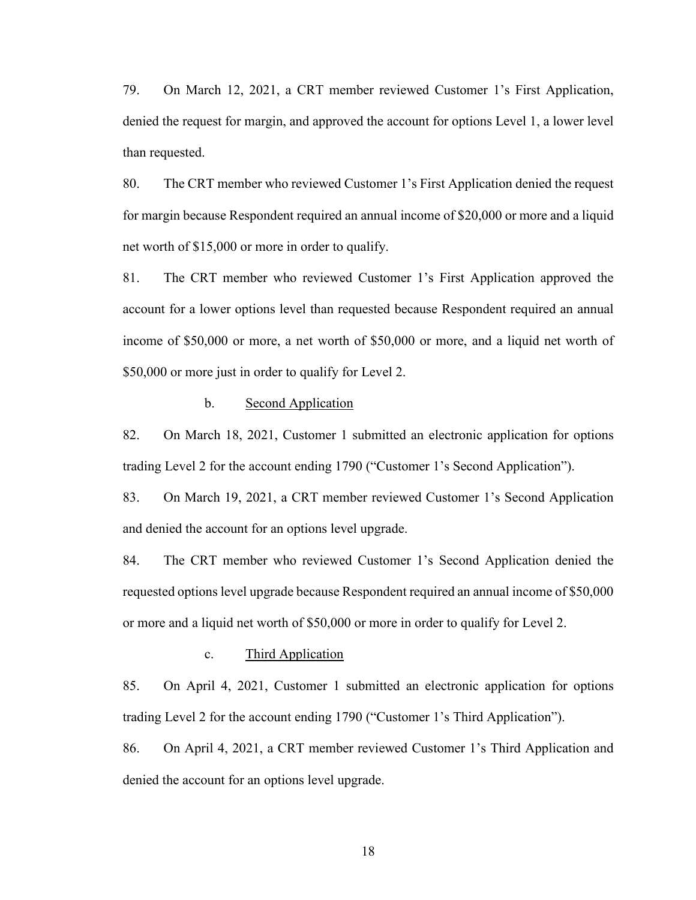79. On March 12, 2021, a CRT member reviewed Customer 1's First Application, denied the request for margin, and approved the account for options Level 1, a lower level than requested.

80. The CRT member who reviewed Customer 1's First Application denied the request for margin because Respondent required an annual income of $20,000 or more and a liquid net worth of $15,000 or more in order to qualify.

81. The CRT member who reviewed Customer 1's First Application approved the account for a lower options level than requested because Respondent required an annual income of $50,000 or more, a net worth of $50,000 or more, and a liquid net worth of $50,000 or more just in order to qualify for Level 2.

b. <u>Second Application</u>

82. On March 18, 2021, Customer 1 submitted an electronic application for options trading Level 2 for the account ending 1790 ("Customer 1's Second Application").

83. On March 19, 2021, a CRT member reviewed Customer 1's Second Application and denied the account for an options level upgrade.

84. The CRT member who reviewed Customer 1's Second Application denied the requested options level upgrade because Respondent required an annual income of $50,000 or more and a liquid net worth of $50,000 or more in order to qualify for Level 2.

c. <u>Third Application</u>

85. On April 4, 2021, Customer 1 submitted an electronic application for options trading Level 2 for the account ending 1790 ("Customer 1's Third Application").

86. On April 4, 2021, a CRT member reviewed Customer 1's Third Application and denied the account for an options level upgrade.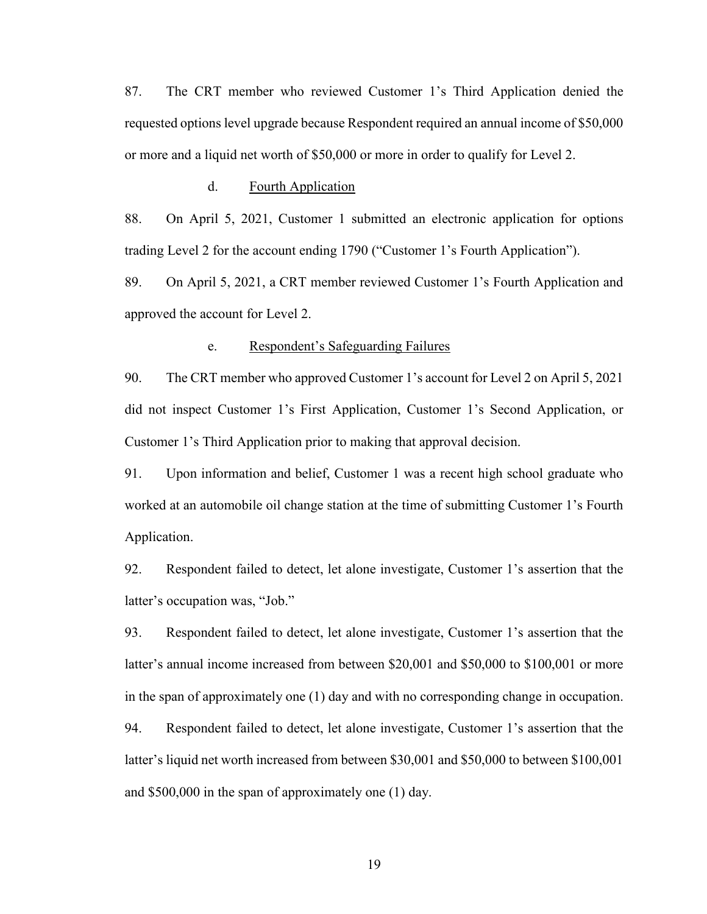87. The CRT member who reviewed Customer 1's Third Application denied the requested options level upgrade because Respondent required an annual income of $50,000 or more and a liquid net worth of $50,000 or more in order to qualify for Level 2.

d. <u>Fourth Application</u>

88. On April 5, 2021, Customer 1 submitted an electronic application for options trading Level 2 for the account ending 1790 ("Customer 1's Fourth Application").

89. On April 5, 2021, a CRT member reviewed Customer 1's Fourth Application and approved the account for Level 2.

e. <u>Respondent's Safeguarding Failures</u>

90. The CRT member who approved Customer 1's account for Level 2 on April 5, 2021 did not inspect Customer 1's First Application, Customer 1's Second Application, or Customer 1's Third Application prior to making that approval decision.

91. Upon information and belief, Customer 1 was a recent high school graduate who worked at an automobile oil change station at the time of submitting Customer 1's Fourth Application.

92. Respondent failed to detect, let alone investigate, Customer 1's assertion that the latter's occupation was, "Job."

93. Respondent failed to detect, let alone investigate, Customer 1's assertion that the latter's annual income increased from between $20,001 and $50,000 to $100,001 or more in the span of approximately one (1) day and with no corresponding change in occupation.

94. Respondent failed to detect, let alone investigate, Customer 1's assertion that the latter's liquid net worth increased from between $30,001 and $50,000 to between $100,001 and $500,000 in the span of approximately one (1) day.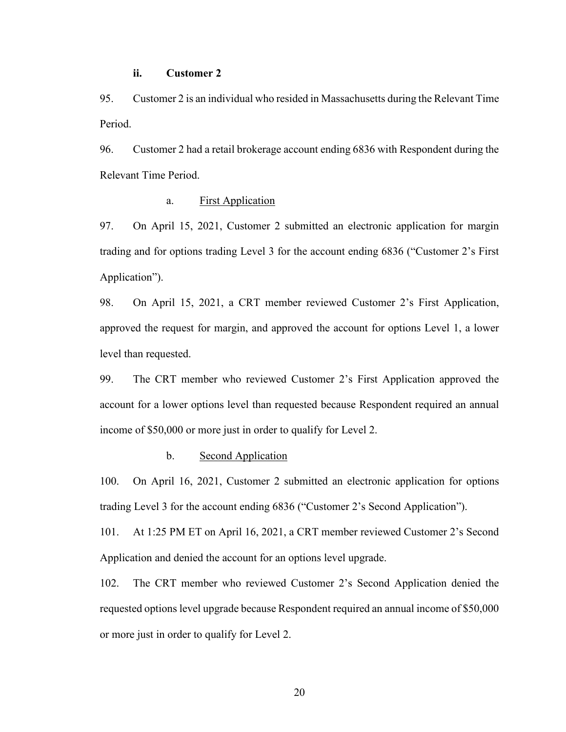#### ii. Customer 2

95. Customer 2 is an individual who resided in Massachusetts during the Relevant Time Period.

96. Customer 2 had a retail brokerage account ending 6836 with Respondent during the Relevant Time Period.

##### a. First Application

97. On April 15, 2021, Customer 2 submitted an electronic application for margin trading and for options trading Level 3 for the account ending 6836 ("Customer 2's First Application").

98. On April 15, 2021, a CRT member reviewed Customer 2's First Application, approved the request for margin, and approved the account for options Level 1, a lower level than requested.

99. The CRT member who reviewed Customer 2's First Application approved the account for a lower options level than requested because Respondent required an annual income of $50,000 or more just in order to qualify for Level 2.

##### b. Second Application

100. On April 16, 2021, Customer 2 submitted an electronic application for options trading Level 3 for the account ending 6836 ("Customer 2's Second Application").

101. At 1:25 PM ET on April 16, 2021, a CRT member reviewed Customer 2's Second Application and denied the account for an options level upgrade.

102. The CRT member who reviewed Customer 2's Second Application denied the requested options level upgrade because Respondent required an annual income of $50,000 or more just in order to qualify for Level 2.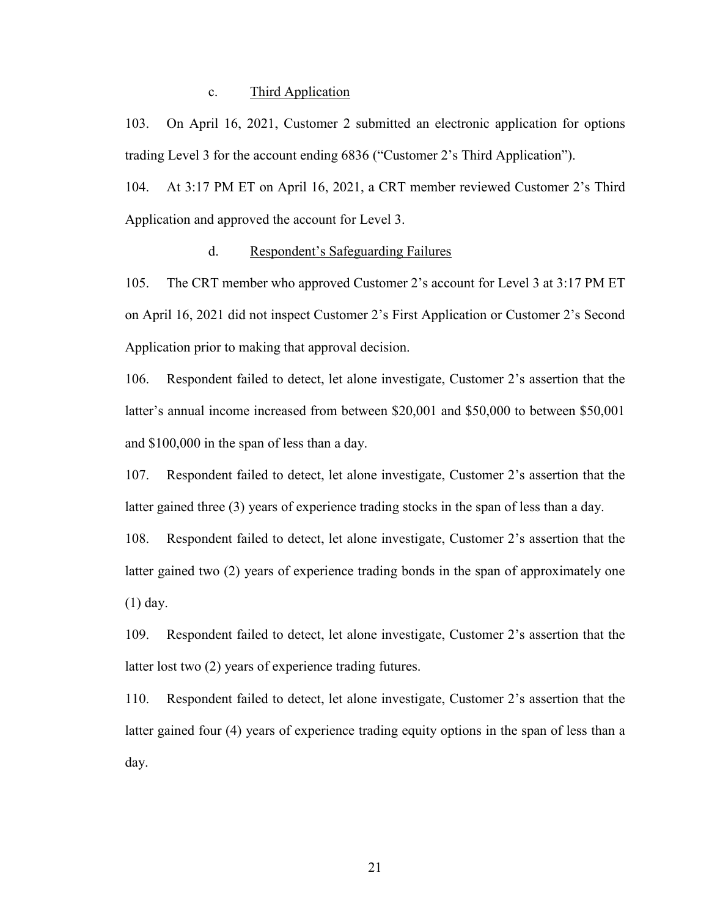c. <u>Third Application</u>

103. On April 16, 2021, Customer 2 submitted an electronic application for options trading Level 3 for the account ending 6836 ("Customer 2's Third Application").

104. At 3:17 PM ET on April 16, 2021, a CRT member reviewed Customer 2's Third Application and approved the account for Level 3.

d. <u>Respondent's Safeguarding Failures</u>

105. The CRT member who approved Customer 2's account for Level 3 at 3:17 PM ET on April 16, 2021 did not inspect Customer 2's First Application or Customer 2's Second Application prior to making that approval decision.

106. Respondent failed to detect, let alone investigate, Customer 2's assertion that the latter's annual income increased from between $20,001 and $50,000 to between $50,001 and $100,000 in the span of less than a day.

107. Respondent failed to detect, let alone investigate, Customer 2's assertion that the latter gained three (3) years of experience trading stocks in the span of less than a day.

108. Respondent failed to detect, let alone investigate, Customer 2's assertion that the latter gained two (2) years of experience trading bonds in the span of approximately one (1) day.

109. Respondent failed to detect, let alone investigate, Customer 2's assertion that the latter lost two (2) years of experience trading futures.

110. Respondent failed to detect, let alone investigate, Customer 2's assertion that the latter gained four (4) years of experience trading equity options in the span of less than a day.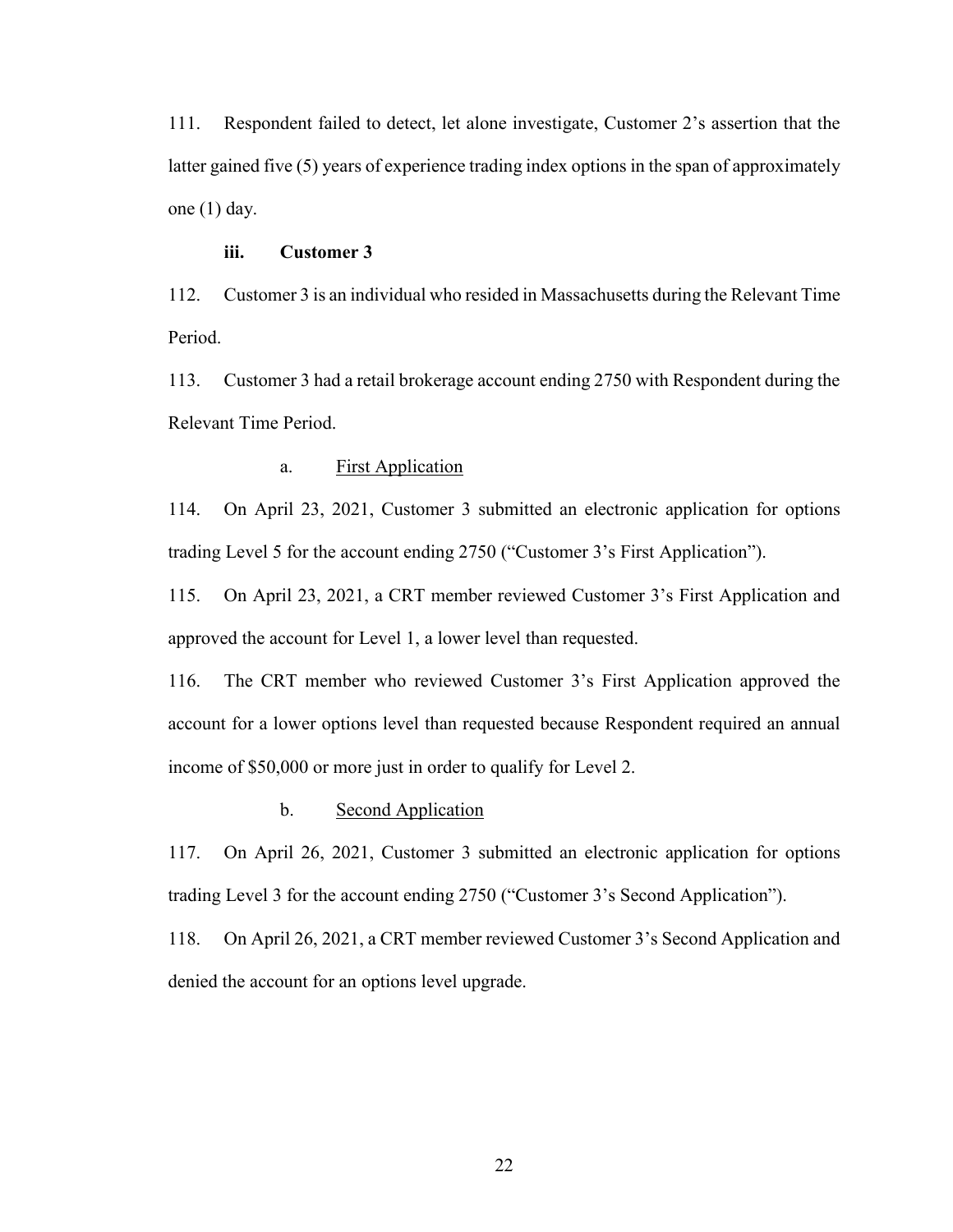111. Respondent failed to detect, let alone investigate, Customer 2's assertion that the latter gained five (5) years of experience trading index options in the span of approximately one (1) day.

**iii. Customer 3**

112. Customer 3 is an individual who resided in Massachusetts during the Relevant Time Period.

113. Customer 3 had a retail brokerage account ending 2750 with Respondent during the Relevant Time Period.

a. First Application

114. On April 23, 2021, Customer 3 submitted an electronic application for options trading Level 5 for the account ending 2750 ("Customer 3's First Application").

115. On April 23, 2021, a CRT member reviewed Customer 3's First Application and approved the account for Level 1, a lower level than requested.

116. The CRT member who reviewed Customer 3's First Application approved the account for a lower options level than requested because Respondent required an annual income of $50,000 or more just in order to qualify for Level 2.

b. Second Application

117. On April 26, 2021, Customer 3 submitted an electronic application for options trading Level 3 for the account ending 2750 ("Customer 3's Second Application").

118. On April 26, 2021, a CRT member reviewed Customer 3's Second Application and denied the account for an options level upgrade.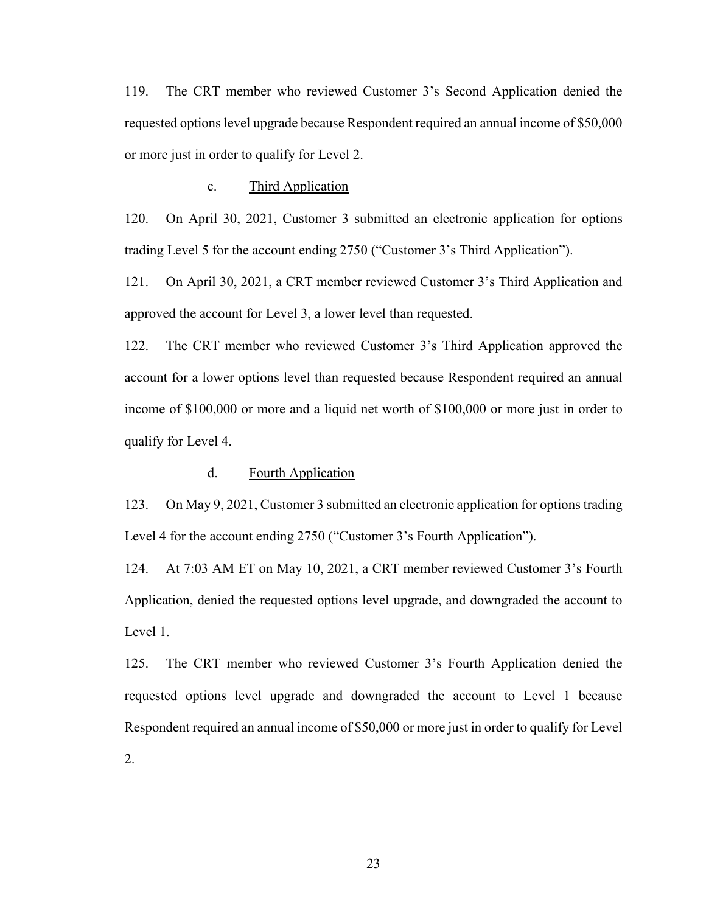119. The CRT member who reviewed Customer 3's Second Application denied the requested options level upgrade because Respondent required an annual income of $50,000 or more just in order to qualify for Level 2.

c. Third Application

120. On April 30, 2021, Customer 3 submitted an electronic application for options trading Level 5 for the account ending 2750 ("Customer 3's Third Application").

121. On April 30, 2021, a CRT member reviewed Customer 3's Third Application and approved the account for Level 3, a lower level than requested.

122. The CRT member who reviewed Customer 3's Third Application approved the account for a lower options level than requested because Respondent required an annual income of $100,000 or more and a liquid net worth of $100,000 or more just in order to qualify for Level 4.

d. Fourth Application

123. On May 9, 2021, Customer 3 submitted an electronic application for options trading Level 4 for the account ending 2750 ("Customer 3's Fourth Application").

124. At 7:03 AM ET on May 10, 2021, a CRT member reviewed Customer 3's Fourth Application, denied the requested options level upgrade, and downgraded the account to Level 1.

125. The CRT member who reviewed Customer 3's Fourth Application denied the requested options level upgrade and downgraded the account to Level 1 because Respondent required an annual income of $50,000 or more just in order to qualify for Level 2.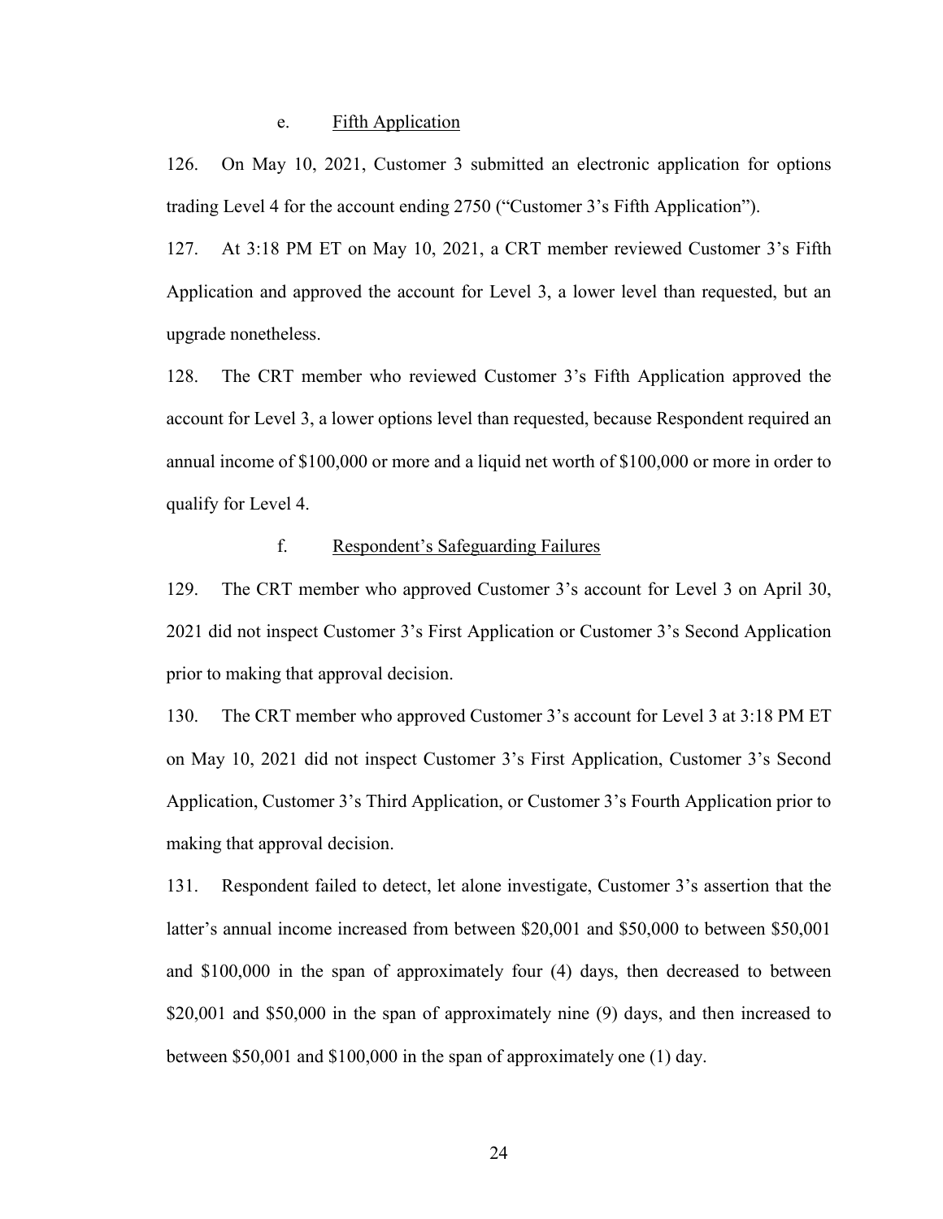### e. Fifth Application

126. On May 10, 2021, Customer 3 submitted an electronic application for options trading Level 4 for the account ending 2750 ("Customer 3's Fifth Application").

127. At 3:18 PM ET on May 10, 2021, a CRT member reviewed Customer 3's Fifth Application and approved the account for Level 3, a lower level than requested, but an upgrade nonetheless.

128. The CRT member who reviewed Customer 3's Fifth Application approved the account for Level 3, a lower options level than requested, because Respondent required an annual income of $100,000 or more and a liquid net worth of $100,000 or more in order to qualify for Level 4.

### f. Respondent's Safeguarding Failures

129. The CRT member who approved Customer 3's account for Level 3 on April 30, 2021 did not inspect Customer 3's First Application or Customer 3's Second Application prior to making that approval decision.

130. The CRT member who approved Customer 3's account for Level 3 at 3:18 PM ET on May 10, 2021 did not inspect Customer 3's First Application, Customer 3's Second Application, Customer 3's Third Application, or Customer 3's Fourth Application prior to making that approval decision.

131. Respondent failed to detect, let alone investigate, Customer 3's assertion that the latter's annual income increased from between $20,001 and $50,000 to between $50,001 and $100,000 in the span of approximately four (4) days, then decreased to between $20,001 and $50,000 in the span of approximately nine (9) days, and then increased to between $50,001 and $100,000 in the span of approximately one (1) day.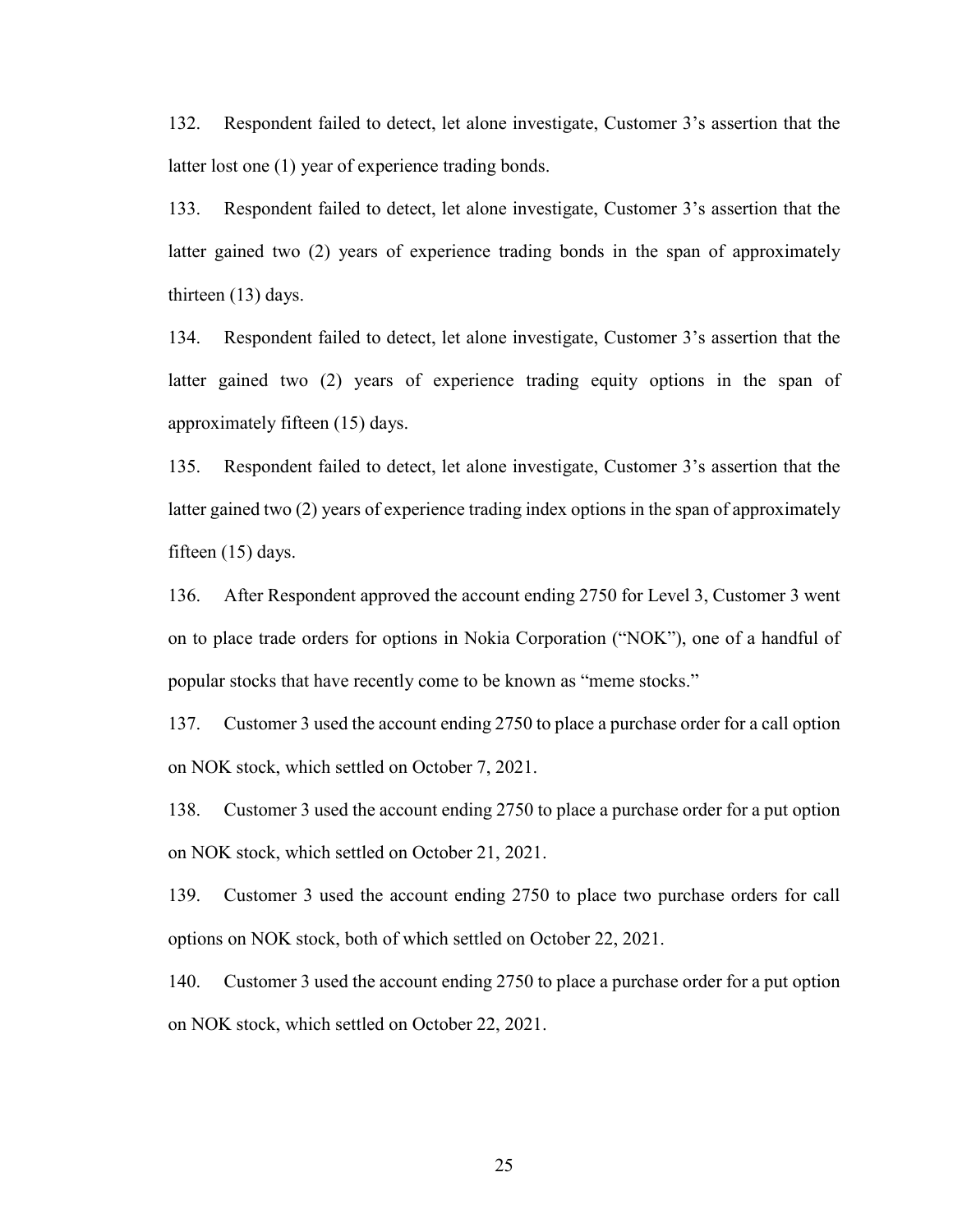132. Respondent failed to detect, let alone investigate, Customer 3's assertion that the latter lost one (1) year of experience trading bonds.

133. Respondent failed to detect, let alone investigate, Customer 3's assertion that the latter gained two (2) years of experience trading bonds in the span of approximately thirteen (13) days.

134. Respondent failed to detect, let alone investigate, Customer 3's assertion that the latter gained two (2) years of experience trading equity options in the span of approximately fifteen (15) days.

135. Respondent failed to detect, let alone investigate, Customer 3's assertion that the latter gained two (2) years of experience trading index options in the span of approximately fifteen (15) days.

136. After Respondent approved the account ending 2750 for Level 3, Customer 3 went on to place trade orders for options in Nokia Corporation ("NOK"), one of a handful of popular stocks that have recently come to be known as "meme stocks."

137. Customer 3 used the account ending 2750 to place a purchase order for a call option on NOK stock, which settled on October 7, 2021.

138. Customer 3 used the account ending 2750 to place a purchase order for a put option on NOK stock, which settled on October 21, 2021.

139. Customer 3 used the account ending 2750 to place two purchase orders for call options on NOK stock, both of which settled on October 22, 2021.

140. Customer 3 used the account ending 2750 to place a purchase order for a put option on NOK stock, which settled on October 22, 2021.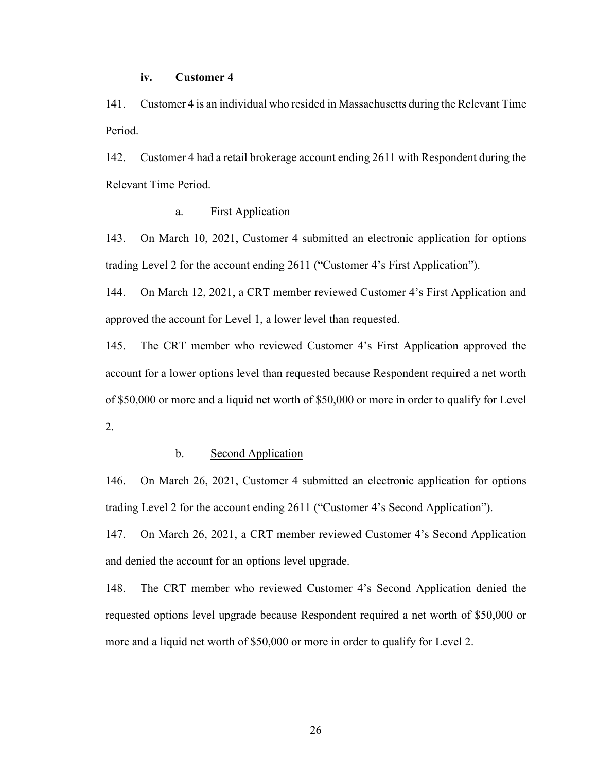**iv. Customer 4**

141. Customer 4 is an individual who resided in Massachusetts during the Relevant Time Period.

142. Customer 4 had a retail brokerage account ending 2611 with Respondent during the Relevant Time Period.

a. <u>First Application</u>

143. On March 10, 2021, Customer 4 submitted an electronic application for options trading Level 2 for the account ending 2611 ("Customer 4's First Application").

144. On March 12, 2021, a CRT member reviewed Customer 4's First Application and approved the account for Level 1, a lower level than requested.

145. The CRT member who reviewed Customer 4's First Application approved the account for a lower options level than requested because Respondent required a net worth of $50,000 or more and a liquid net worth of $50,000 or more in order to qualify for Level 2.

b. <u>Second Application</u>

146. On March 26, 2021, Customer 4 submitted an electronic application for options trading Level 2 for the account ending 2611 ("Customer 4's Second Application").

147. On March 26, 2021, a CRT member reviewed Customer 4's Second Application and denied the account for an options level upgrade.

148. The CRT member who reviewed Customer 4's Second Application denied the requested options level upgrade because Respondent required a net worth of $50,000 or more and a liquid net worth of $50,000 or more in order to qualify for Level 2.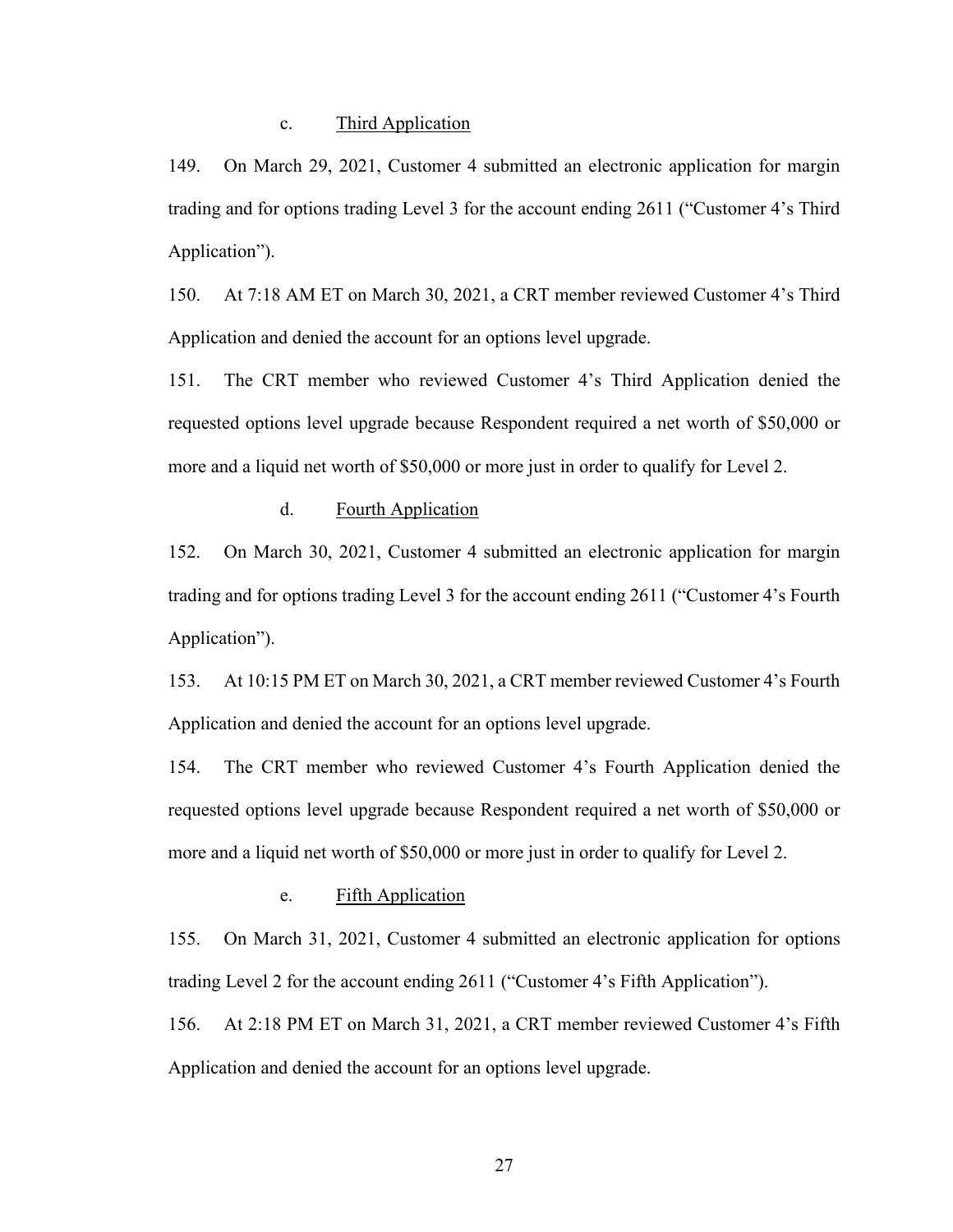c. Third Application

149. On March 29, 2021, Customer 4 submitted an electronic application for margin trading and for options trading Level 3 for the account ending 2611 ("Customer 4's Third Application").

150. At 7:18 AM ET on March 30, 2021, a CRT member reviewed Customer 4's Third Application and denied the account for an options level upgrade.

151. The CRT member who reviewed Customer 4's Third Application denied the requested options level upgrade because Respondent required a net worth of $50,000 or more and a liquid net worth of $50,000 or more just in order to qualify for Level 2.

d. Fourth Application

152. On March 30, 2021, Customer 4 submitted an electronic application for margin trading and for options trading Level 3 for the account ending 2611 ("Customer 4's Fourth Application").

153. At 10:15 PM ET on March 30, 2021, a CRT member reviewed Customer 4's Fourth Application and denied the account for an options level upgrade.

154. The CRT member who reviewed Customer 4's Fourth Application denied the requested options level upgrade because Respondent required a net worth of $50,000 or more and a liquid net worth of $50,000 or more just in order to qualify for Level 2.

e. Fifth Application

155. On March 31, 2021, Customer 4 submitted an electronic application for options trading Level 2 for the account ending 2611 ("Customer 4's Fifth Application").

156. At 2:18 PM ET on March 31, 2021, a CRT member reviewed Customer 4's Fifth Application and denied the account for an options level upgrade.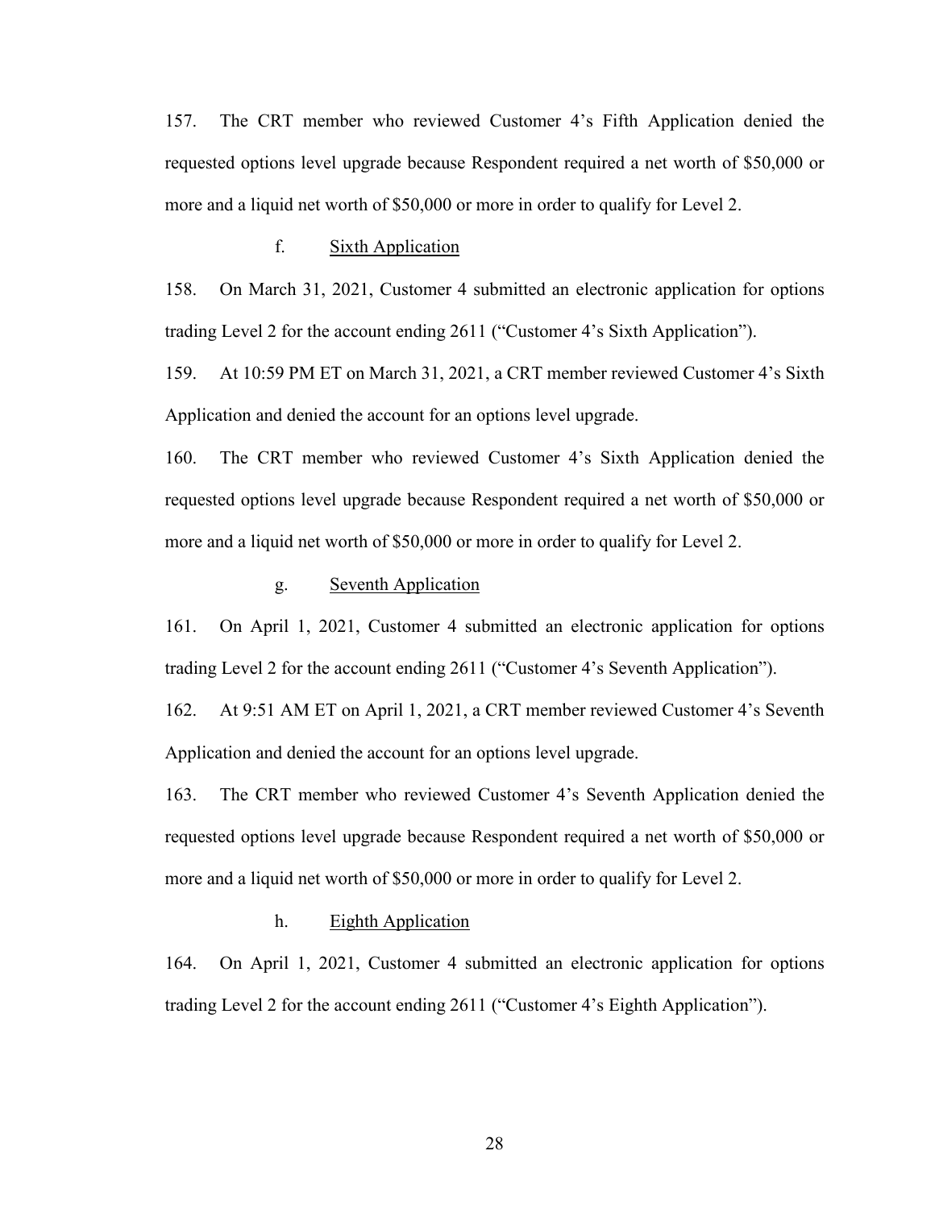157. The CRT member who reviewed Customer 4's Fifth Application denied the requested options level upgrade because Respondent required a net worth of $50,000 or more and a liquid net worth of $50,000 or more in order to qualify for Level 2.

f. Sixth Application

158. On March 31, 2021, Customer 4 submitted an electronic application for options trading Level 2 for the account ending 2611 ("Customer 4's Sixth Application").

159. At 10:59 PM ET on March 31, 2021, a CRT member reviewed Customer 4's Sixth Application and denied the account for an options level upgrade.

160. The CRT member who reviewed Customer 4's Sixth Application denied the requested options level upgrade because Respondent required a net worth of $50,000 or more and a liquid net worth of $50,000 or more in order to qualify for Level 2.

g. Seventh Application

161. On April 1, 2021, Customer 4 submitted an electronic application for options trading Level 2 for the account ending 2611 ("Customer 4's Seventh Application").

162. At 9:51 AM ET on April 1, 2021, a CRT member reviewed Customer 4's Seventh Application and denied the account for an options level upgrade.

163. The CRT member who reviewed Customer 4's Seventh Application denied the requested options level upgrade because Respondent required a net worth of $50,000 or more and a liquid net worth of $50,000 or more in order to qualify for Level 2.

h. Eighth Application

164. On April 1, 2021, Customer 4 submitted an electronic application for options trading Level 2 for the account ending 2611 ("Customer 4's Eighth Application").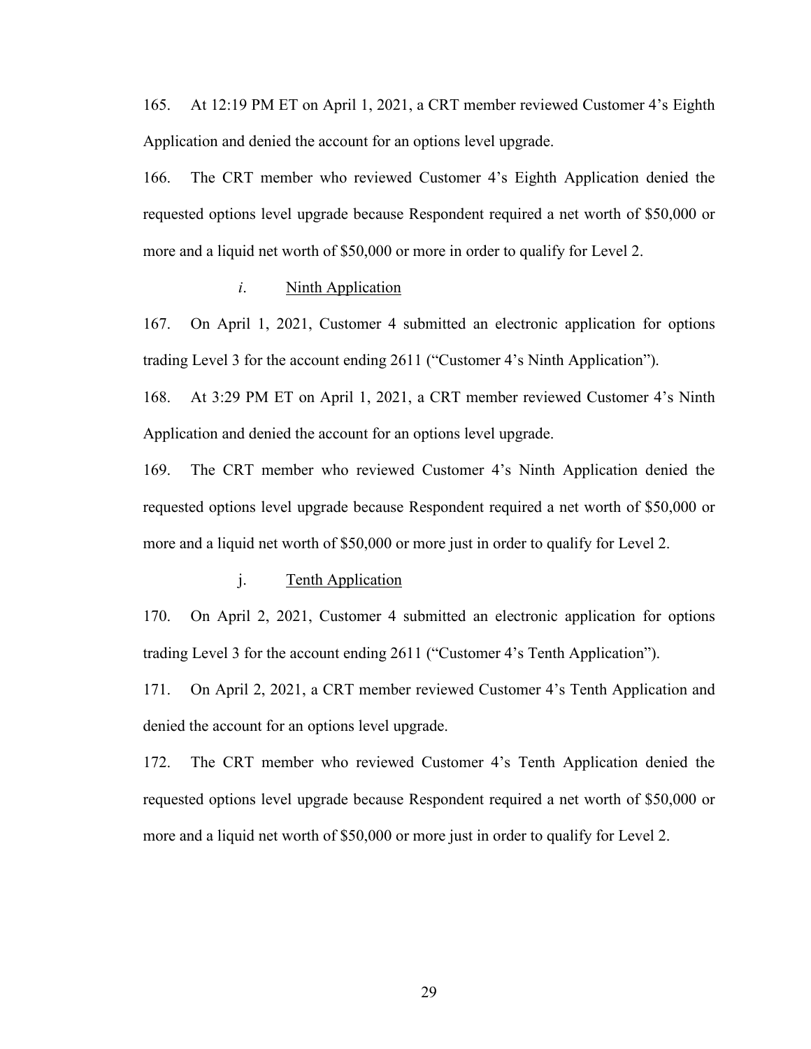165. At 12:19 PM ET on April 1, 2021, a CRT member reviewed Customer 4's Eighth Application and denied the account for an options level upgrade.

166. The CRT member who reviewed Customer 4's Eighth Application denied the requested options level upgrade because Respondent required a net worth of $50,000 or more and a liquid net worth of $50,000 or more in order to qualify for Level 2.

*i*. <u>Ninth Application</u>

167. On April 1, 2021, Customer 4 submitted an electronic application for options trading Level 3 for the account ending 2611 ("Customer 4's Ninth Application").

168. At 3:29 PM ET on April 1, 2021, a CRT member reviewed Customer 4's Ninth Application and denied the account for an options level upgrade.

169. The CRT member who reviewed Customer 4's Ninth Application denied the requested options level upgrade because Respondent required a net worth of $50,000 or more and a liquid net worth of $50,000 or more just in order to qualify for Level 2.

j. <u>Tenth Application</u>

170. On April 2, 2021, Customer 4 submitted an electronic application for options trading Level 3 for the account ending 2611 ("Customer 4's Tenth Application").

171. On April 2, 2021, a CRT member reviewed Customer 4's Tenth Application and denied the account for an options level upgrade.

172. The CRT member who reviewed Customer 4's Tenth Application denied the requested options level upgrade because Respondent required a net worth of $50,000 or more and a liquid net worth of $50,000 or more just in order to qualify for Level 2.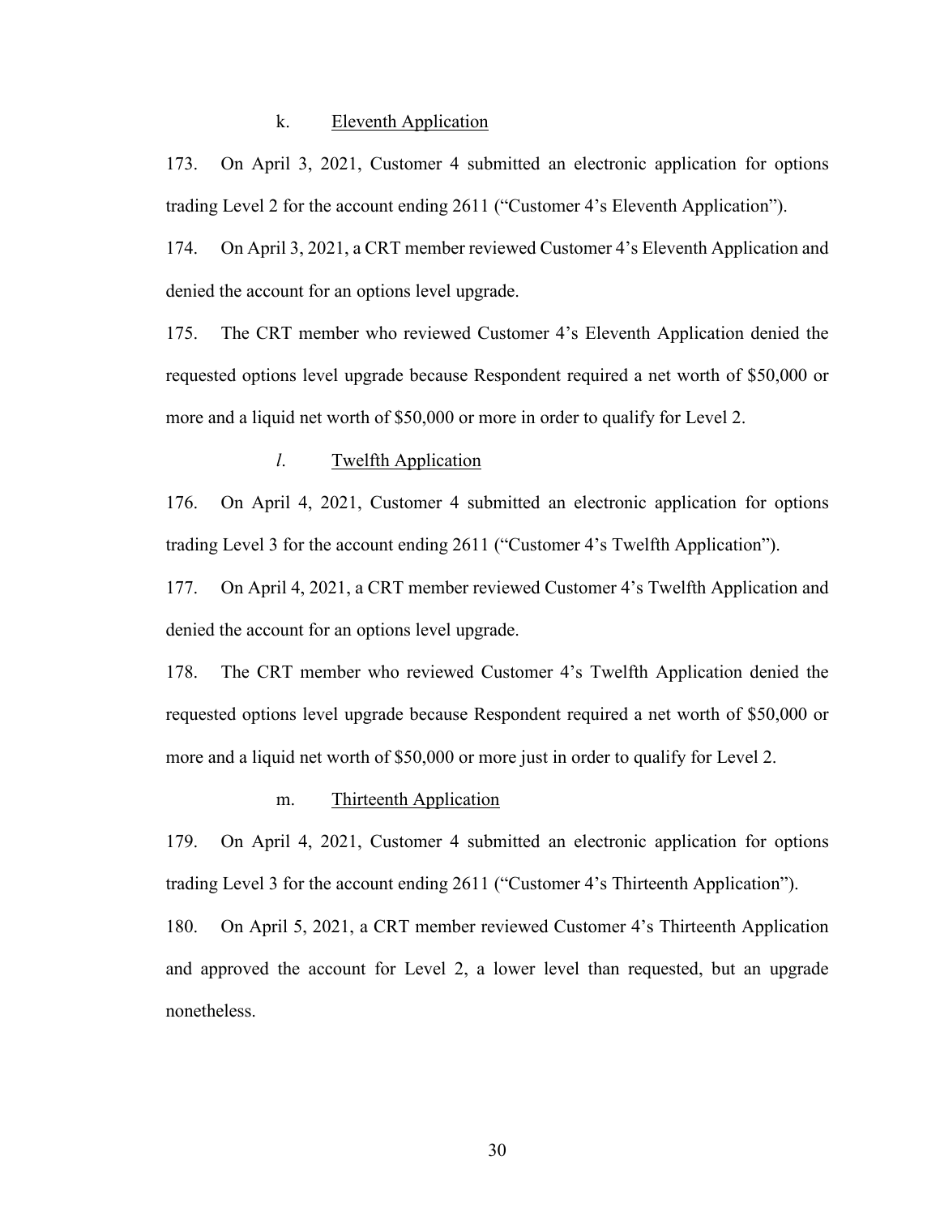k. Eleventh Application

173. On April 3, 2021, Customer 4 submitted an electronic application for options trading Level 2 for the account ending 2611 ("Customer 4's Eleventh Application").

174. On April 3, 2021, a CRT member reviewed Customer 4's Eleventh Application and denied the account for an options level upgrade.

175. The CRT member who reviewed Customer 4's Eleventh Application denied the requested options level upgrade because Respondent required a net worth of $50,000 or more and a liquid net worth of $50,000 or more in order to qualify for Level 2.

*l.* Twelfth Application

176. On April 4, 2021, Customer 4 submitted an electronic application for options trading Level 3 for the account ending 2611 ("Customer 4's Twelfth Application").

177. On April 4, 2021, a CRT member reviewed Customer 4's Twelfth Application and denied the account for an options level upgrade.

178. The CRT member who reviewed Customer 4's Twelfth Application denied the requested options level upgrade because Respondent required a net worth of $50,000 or more and a liquid net worth of $50,000 or more just in order to qualify for Level 2.

m. Thirteenth Application

179. On April 4, 2021, Customer 4 submitted an electronic application for options trading Level 3 for the account ending 2611 ("Customer 4's Thirteenth Application").

180. On April 5, 2021, a CRT member reviewed Customer 4's Thirteenth Application and approved the account for Level 2, a lower level than requested, but an upgrade nonetheless.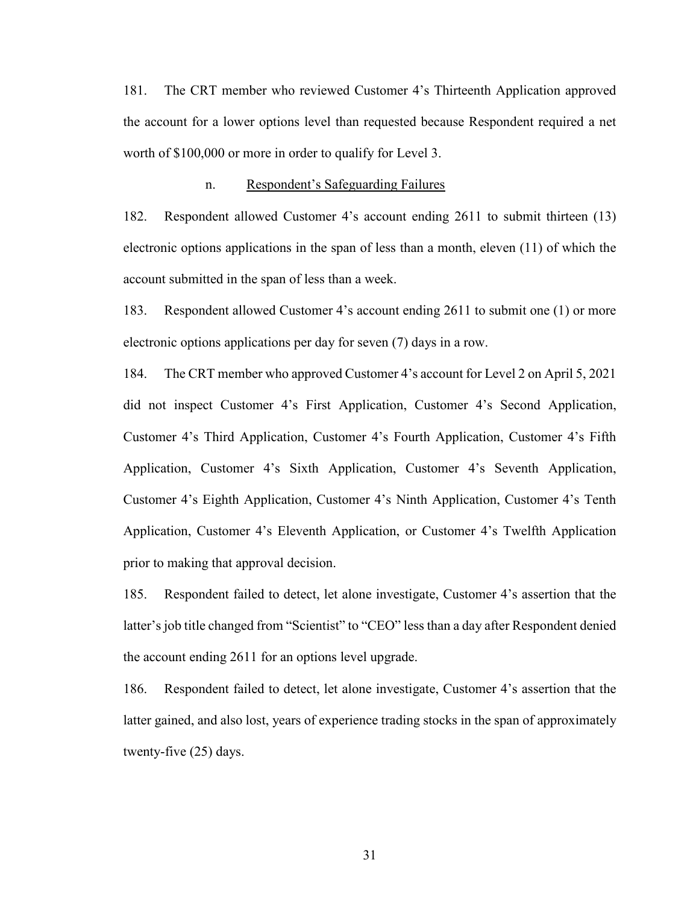181. The CRT member who reviewed Customer 4's Thirteenth Application approved the account for a lower options level than requested because Respondent required a net worth of $100,000 or more in order to qualify for Level 3.

n. Respondent's Safeguarding Failures

182. Respondent allowed Customer 4's account ending 2611 to submit thirteen (13) electronic options applications in the span of less than a month, eleven (11) of which the account submitted in the span of less than a week.

183. Respondent allowed Customer 4's account ending 2611 to submit one (1) or more electronic options applications per day for seven (7) days in a row.

184. The CRT member who approved Customer 4's account for Level 2 on April 5, 2021 did not inspect Customer 4's First Application, Customer 4's Second Application, Customer 4's Third Application, Customer 4's Fourth Application, Customer 4's Fifth Application, Customer 4's Sixth Application, Customer 4's Seventh Application, Customer 4's Eighth Application, Customer 4's Ninth Application, Customer 4's Tenth Application, Customer 4's Eleventh Application, or Customer 4's Twelfth Application prior to making that approval decision.

185. Respondent failed to detect, let alone investigate, Customer 4's assertion that the latter's job title changed from "Scientist" to "CEO" less than a day after Respondent denied the account ending 2611 for an options level upgrade.

186. Respondent failed to detect, let alone investigate, Customer 4's assertion that the latter gained, and also lost, years of experience trading stocks in the span of approximately twenty-five (25) days.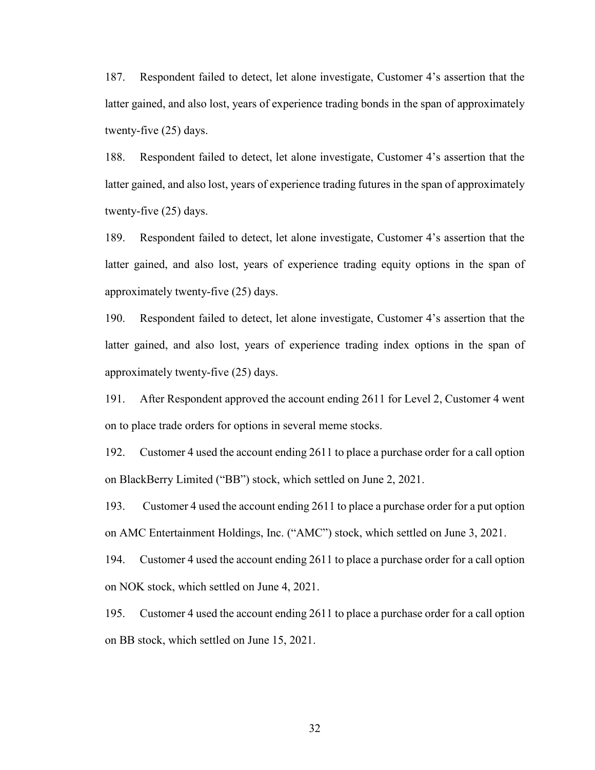187. Respondent failed to detect, let alone investigate, Customer 4's assertion that the latter gained, and also lost, years of experience trading bonds in the span of approximately twenty-five (25) days.

188. Respondent failed to detect, let alone investigate, Customer 4's assertion that the latter gained, and also lost, years of experience trading futures in the span of approximately twenty-five (25) days.

189. Respondent failed to detect, let alone investigate, Customer 4's assertion that the latter gained, and also lost, years of experience trading equity options in the span of approximately twenty-five (25) days.

190. Respondent failed to detect, let alone investigate, Customer 4's assertion that the latter gained, and also lost, years of experience trading index options in the span of approximately twenty-five (25) days.

191. After Respondent approved the account ending 2611 for Level 2, Customer 4 went on to place trade orders for options in several meme stocks.

192. Customer 4 used the account ending 2611 to place a purchase order for a call option on BlackBerry Limited ("BB") stock, which settled on June 2, 2021.

193. Customer 4 used the account ending 2611 to place a purchase order for a put option on AMC Entertainment Holdings, Inc. ("AMC") stock, which settled on June 3, 2021.

194. Customer 4 used the account ending 2611 to place a purchase order for a call option on NOK stock, which settled on June 4, 2021.

195. Customer 4 used the account ending 2611 to place a purchase order for a call option on BB stock, which settled on June 15, 2021.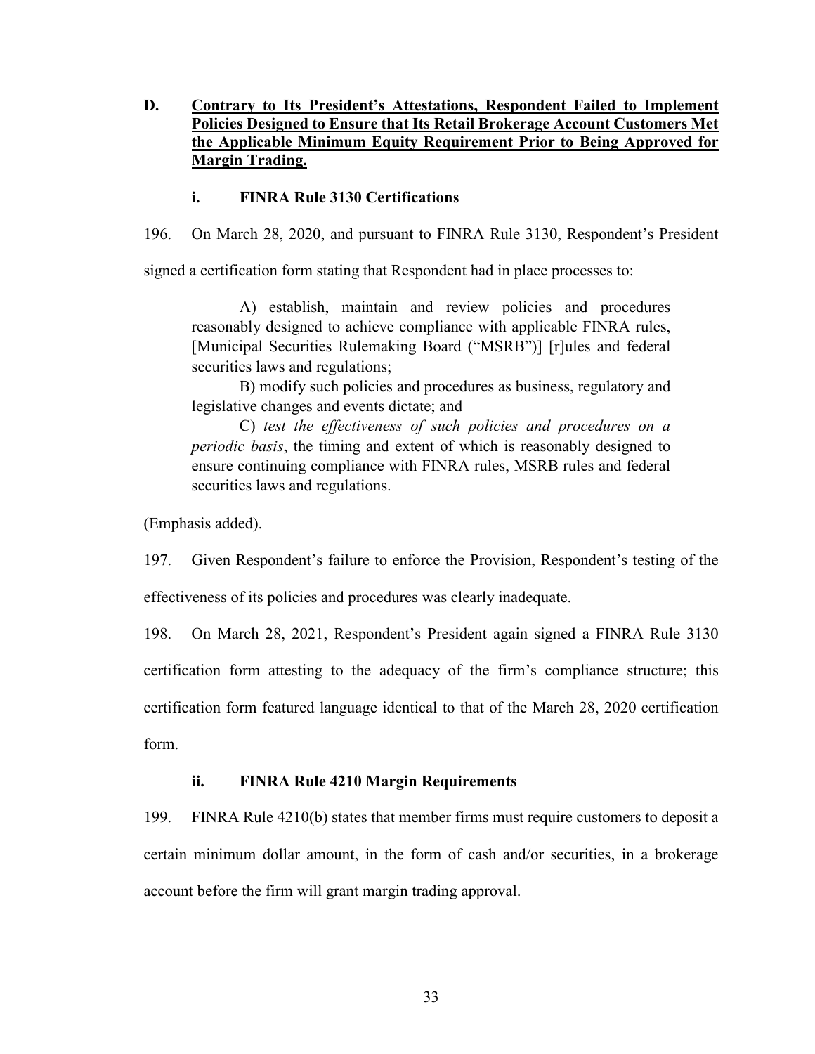**D. <u>Contrary to Its President's Attestations, Respondent Failed to Implement Policies Designed to Ensure that Its Retail Brokerage Account Customers Met the Applicable Minimum Equity Requirement Prior to Being Approved for Margin Trading.</u>**

**i. FINRA Rule 3130 Certifications**

196. On March 28, 2020, and pursuant to FINRA Rule 3130, Respondent's President signed a certification form stating that Respondent had in place processes to:

> A) establish, maintain and review policies and procedures reasonably designed to achieve compliance with applicable FINRA rules, [Municipal Securities Rulemaking Board ("MSRB")] [r]ules and federal securities laws and regulations;
>
> B) modify such policies and procedures as business, regulatory and legislative changes and events dictate; and
>
> C) *test the effectiveness of such policies and procedures on a periodic basis*, the timing and extent of which is reasonably designed to ensure continuing compliance with FINRA rules, MSRB rules and federal securities laws and regulations.

(Emphasis added).

197. Given Respondent's failure to enforce the Provision, Respondent's testing of the effectiveness of its policies and procedures was clearly inadequate.

198. On March 28, 2021, Respondent's President again signed a FINRA Rule 3130 certification form attesting to the adequacy of the firm's compliance structure; this certification form featured language identical to that of the March 28, 2020 certification form.

**ii. FINRA Rule 4210 Margin Requirements**

199. FINRA Rule 4210(b) states that member firms must require customers to deposit a certain minimum dollar amount, in the form of cash and/or securities, in a brokerage account before the firm will grant margin trading approval.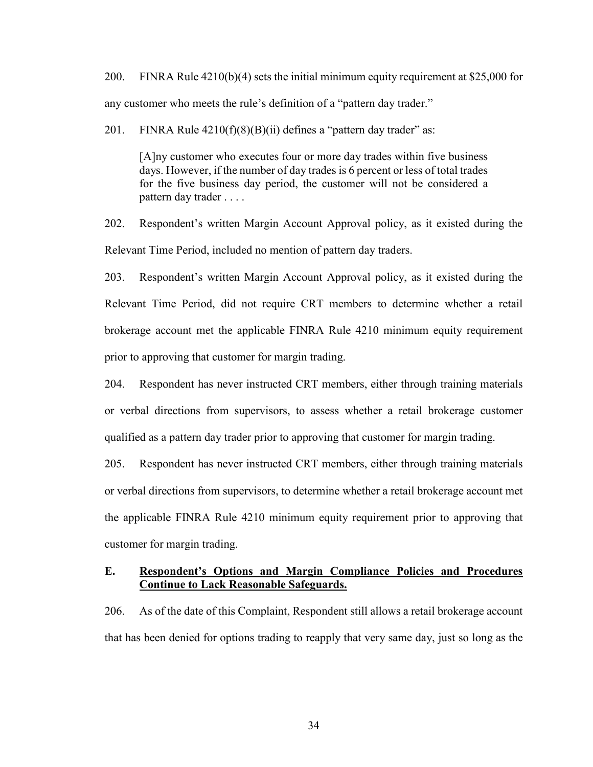200. FINRA Rule 4210(b)(4) sets the initial minimum equity requirement at $25,000 for any customer who meets the rule's definition of a "pattern day trader."

201. FINRA Rule 4210(f)(8)(B)(ii) defines a "pattern day trader" as:

> [A]ny customer who executes four or more day trades within five business days. However, if the number of day trades is 6 percent or less of total trades for the five business day period, the customer will not be considered a pattern day trader . . . .

202. Respondent's written Margin Account Approval policy, as it existed during the Relevant Time Period, included no mention of pattern day traders.

203. Respondent's written Margin Account Approval policy, as it existed during the Relevant Time Period, did not require CRT members to determine whether a retail brokerage account met the applicable FINRA Rule 4210 minimum equity requirement prior to approving that customer for margin trading.

204. Respondent has never instructed CRT members, either through training materials or verbal directions from supervisors, to assess whether a retail brokerage customer qualified as a pattern day trader prior to approving that customer for margin trading.

205. Respondent has never instructed CRT members, either through training materials or verbal directions from supervisors, to determine whether a retail brokerage account met the applicable FINRA Rule 4210 minimum equity requirement prior to approving that customer for margin trading.

### E. <u>Respondent's Options and Margin Compliance Policies and Procedures Continue to Lack Reasonable Safeguards.</u>

206. As of the date of this Complaint, Respondent still allows a retail brokerage account that has been denied for options trading to reapply that very same day, just so long as the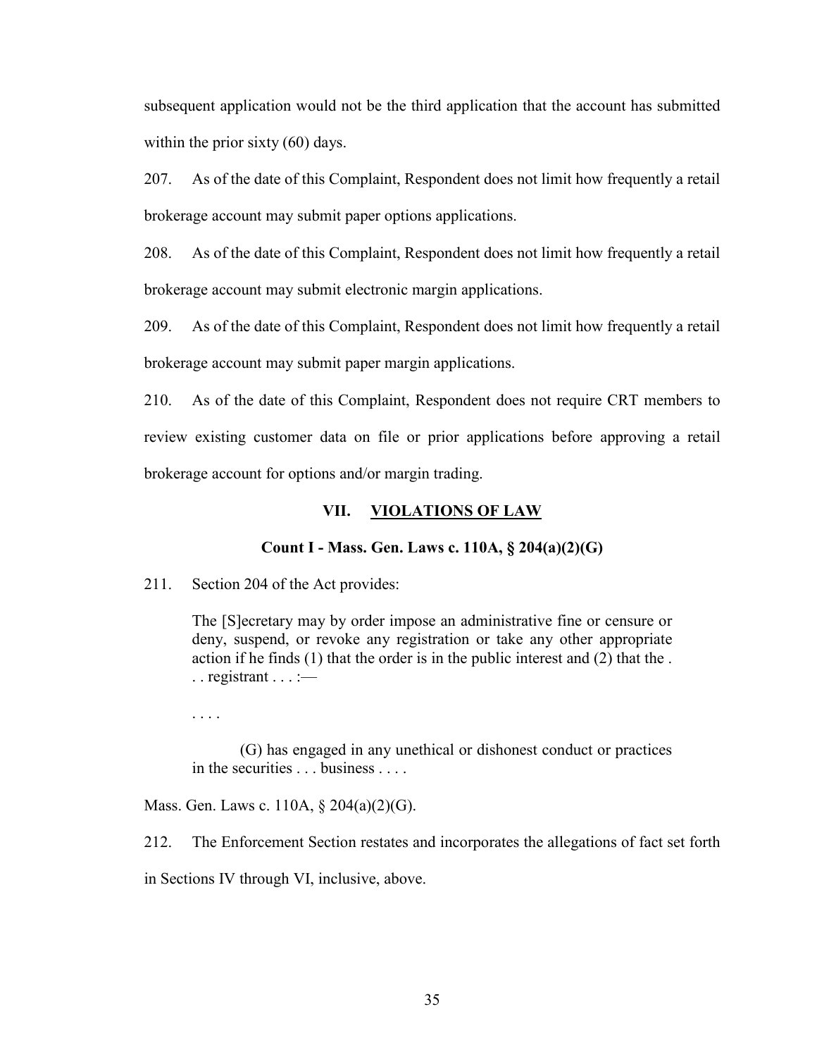subsequent application would not be the third application that the account has submitted within the prior sixty (60) days.

207. As of the date of this Complaint, Respondent does not limit how frequently a retail brokerage account may submit paper options applications.

208. As of the date of this Complaint, Respondent does not limit how frequently a retail brokerage account may submit electronic margin applications.

209. As of the date of this Complaint, Respondent does not limit how frequently a retail brokerage account may submit paper margin applications.

210. As of the date of this Complaint, Respondent does not require CRT members to review existing customer data on file or prior applications before approving a retail brokerage account for options and/or margin trading.

## VII. <u>VIOLATIONS OF LAW</u>

### Count I - Mass. Gen. Laws c. 110A, § 204(a)(2)(G)

211. Section 204 of the Act provides:

> The [S]ecretary may by order impose an administrative fine or censure or deny, suspend, or revoke any registration or take any other appropriate action if he finds (1) that the order is in the public interest and (2) that the . . . registrant . . . :—
>
> . . . .
>
> (G) has engaged in any unethical or dishonest conduct or practices in the securities . . . business . . . .

Mass. Gen. Laws c. 110A, § 204(a)(2)(G).

212. The Enforcement Section restates and incorporates the allegations of fact set forth in Sections IV through VI, inclusive, above.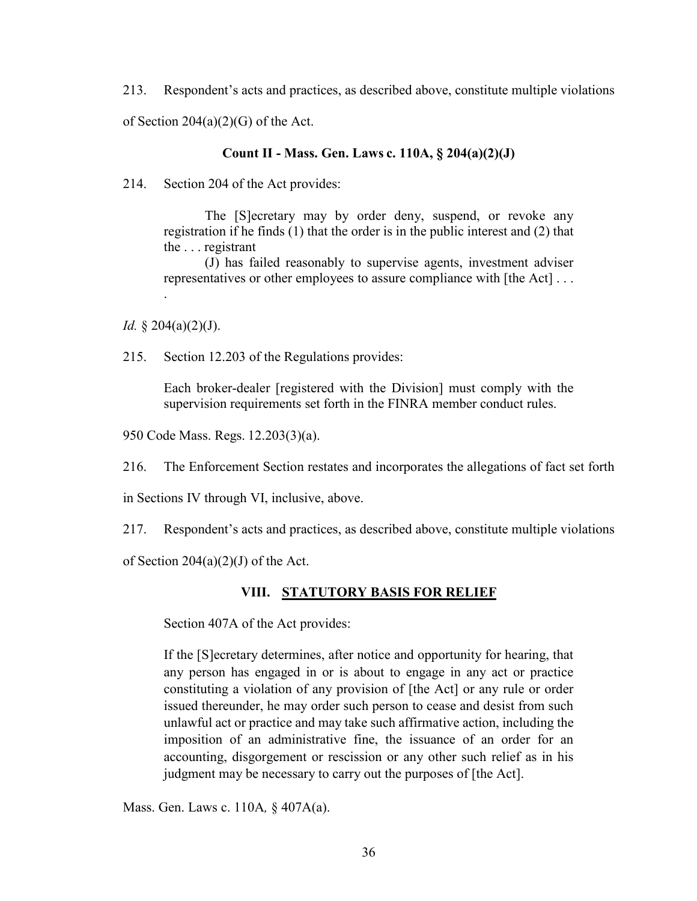213. Respondent's acts and practices, as described above, constitute multiple violations of Section 204(a)(2)(G) of the Act.

### Count II - Mass. Gen. Laws c. 110A, § 204(a)(2)(J)

214. Section 204 of the Act provides:

> The [S]ecretary may by order deny, suspend, or revoke any registration if he finds (1) that the order is in the public interest and (2) that the . . . registrant
>
> (J) has failed reasonably to supervise agents, investment adviser representatives or other employees to assure compliance with [the Act] . . . .

*Id.* § 204(a)(2)(J).

215. Section 12.203 of the Regulations provides:

> Each broker-dealer [registered with the Division] must comply with the supervision requirements set forth in the FINRA member conduct rules.

950 Code Mass. Regs. 12.203(3)(a).

216. The Enforcement Section restates and incorporates the allegations of fact set forth in Sections IV through VI, inclusive, above.

217. Respondent's acts and practices, as described above, constitute multiple violations of Section 204(a)(2)(J) of the Act.

## VIII. STATUTORY BASIS FOR RELIEF

Section 407A of the Act provides:

> If the [S]ecretary determines, after notice and opportunity for hearing, that any person has engaged in or is about to engage in any act or practice constituting a violation of any provision of [the Act] or any rule or order issued thereunder, he may order such person to cease and desist from such unlawful act or practice and may take such affirmative action, including the imposition of an administrative fine, the issuance of an order for an accounting, disgorgement or rescission or any other such relief as in his judgment may be necessary to carry out the purposes of [the Act].

Mass. Gen. Laws c. 110A*,* § 407A(a).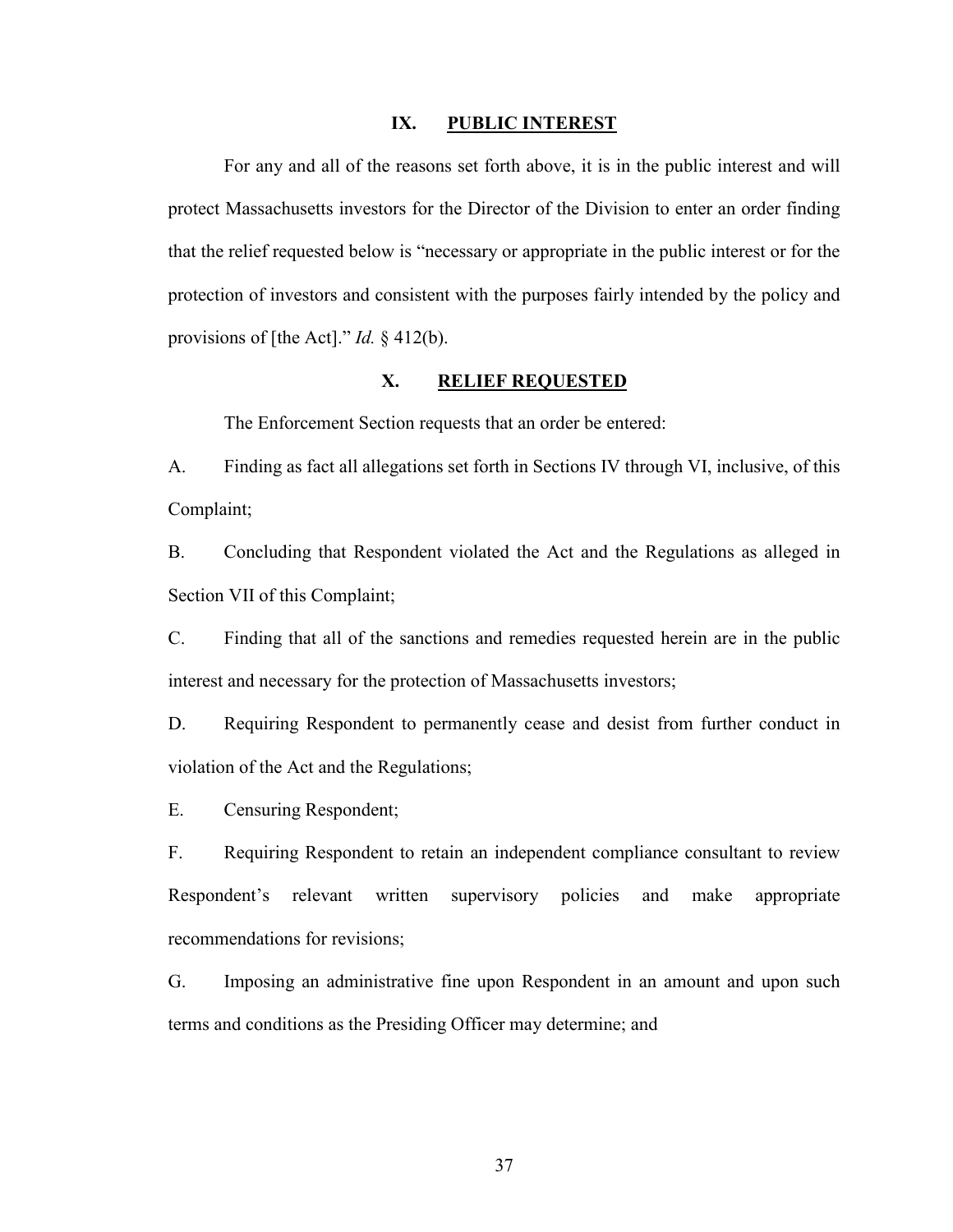## IX. PUBLIC INTEREST

For any and all of the reasons set forth above, it is in the public interest and will protect Massachusetts investors for the Director of the Division to enter an order finding that the relief requested below is "necessary or appropriate in the public interest or for the protection of investors and consistent with the purposes fairly intended by the policy and provisions of [the Act]." *Id.* § 412(b).

## X. RELIEF REQUESTED

The Enforcement Section requests that an order be entered:

A. Finding as fact all allegations set forth in Sections IV through VI, inclusive, of this Complaint;

B. Concluding that Respondent violated the Act and the Regulations as alleged in Section VII of this Complaint;

C. Finding that all of the sanctions and remedies requested herein are in the public interest and necessary for the protection of Massachusetts investors;

D. Requiring Respondent to permanently cease and desist from further conduct in violation of the Act and the Regulations;

E. Censuring Respondent;

F. Requiring Respondent to retain an independent compliance consultant to review Respondent's relevant written supervisory policies and make appropriate recommendations for revisions;

G. Imposing an administrative fine upon Respondent in an amount and upon such terms and conditions as the Presiding Officer may determine; and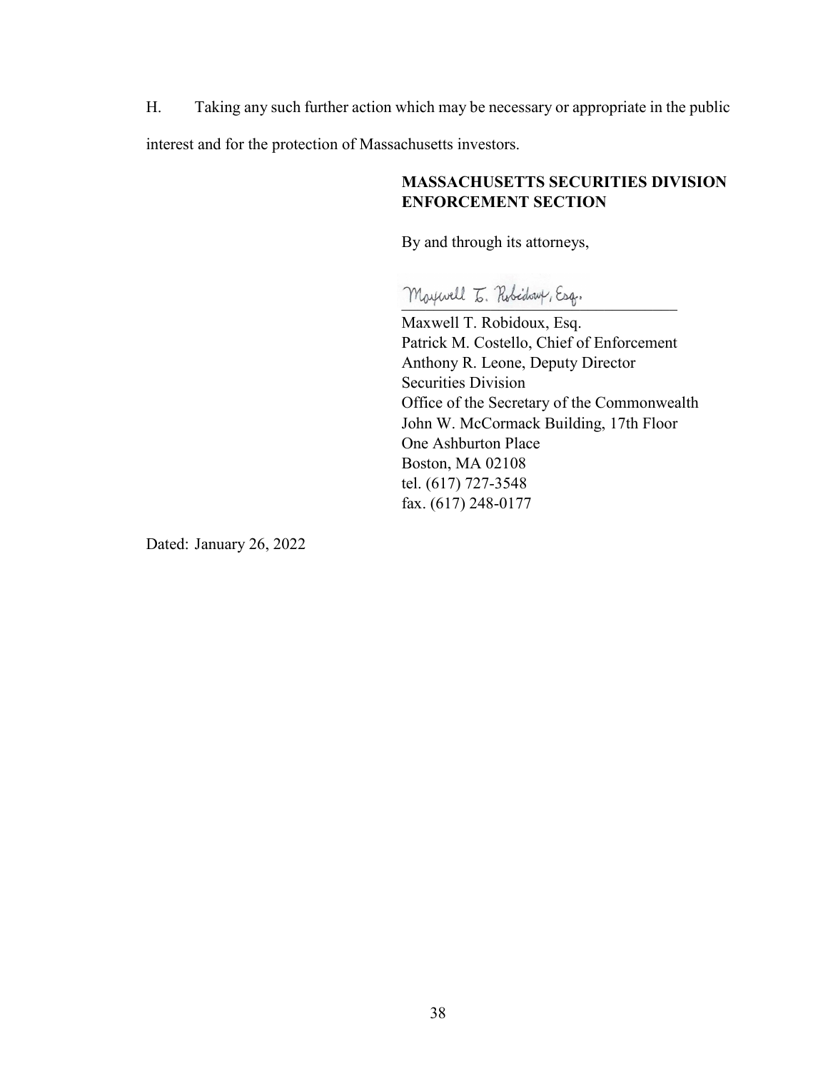H. Taking any such further action which may be necessary or appropriate in the public interest and for the protection of Massachusetts investors.

**MASSACHUSETTS SECURITIES DIVISION ENFORCEMENT SECTION**

By and through its attorneys,

Maxwell T. Robidoux, Esq.

Maxwell T. Robidoux, Esq.
Patrick M. Costello, Chief of Enforcement
Anthony R. Leone, Deputy Director
Securities Division
Office of the Secretary of the Commonwealth
John W. McCormack Building, 17th Floor
One Ashburton Place
Boston, MA 02108
tel. (617) 727-3548
fax. (617) 248-0177

Dated: January 26, 2022